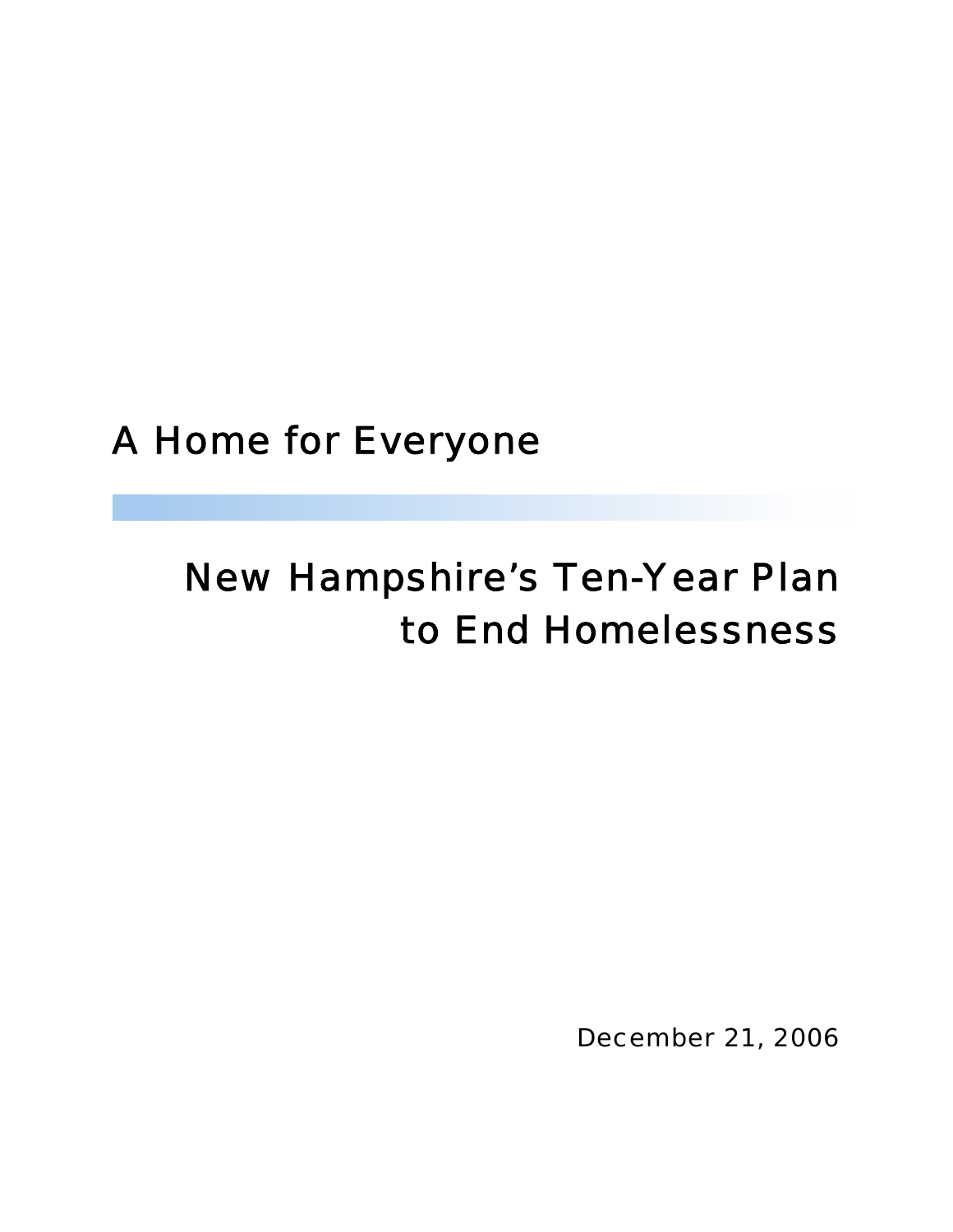# A Home for Everyone

## New Hampshire's Ten-Year Plan to End Homelessness

December 21, 2006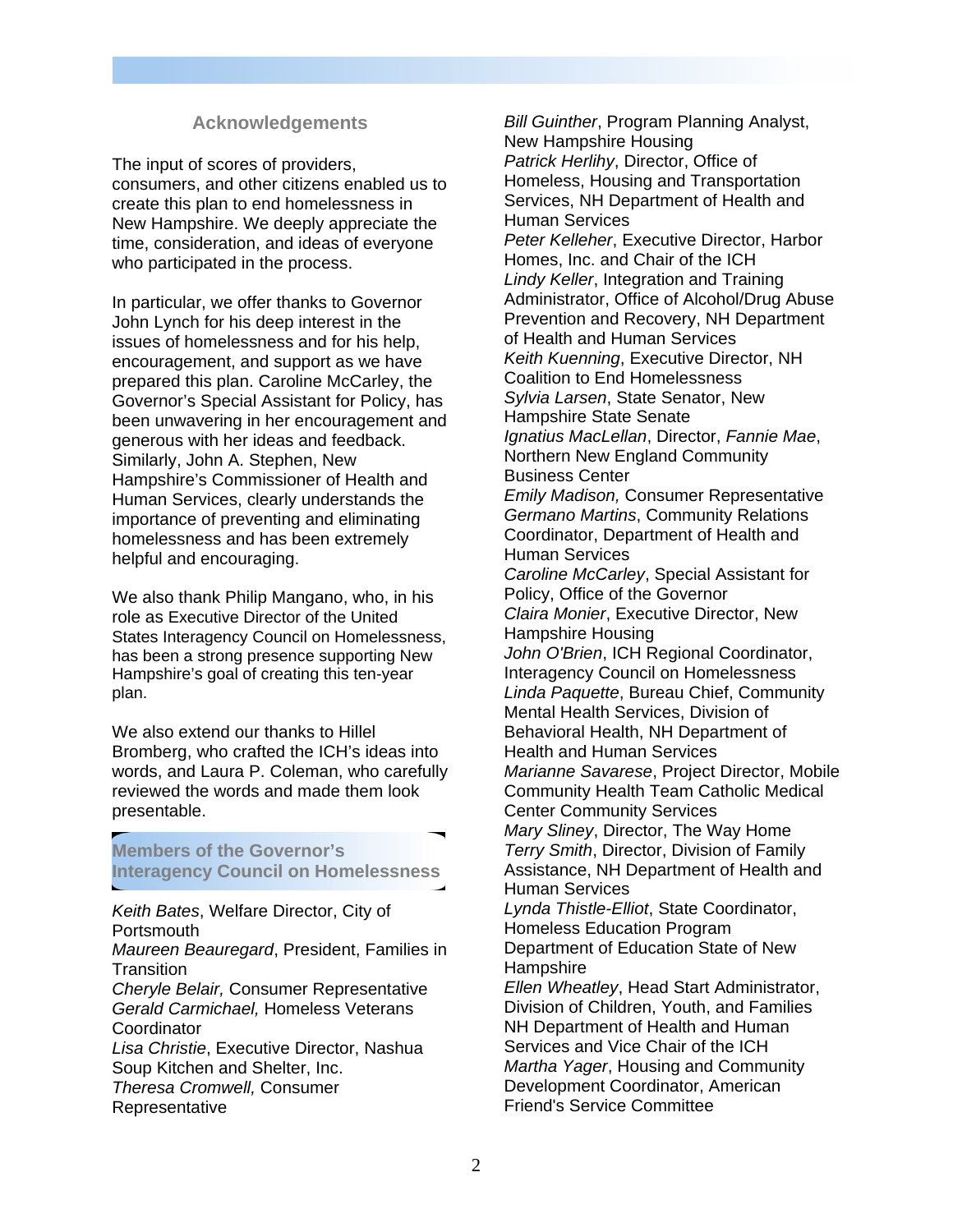## Acknowledgements

The input of scores of providers, consumers, and other citizens enabled us to create this plan to end homelessness in New Hampshire. We deeply appreciate the time, consideration, and ideas of everyone who participated in the process.

In particular, we offer thanks to Governor John Lynch for his deep interest in the issues of homelessness and for his help, encouragement, and support as we have prepared this plan. Caroline McCarley, the Governor's Special Assistant for Policy, has been unwavering in her encouragement and generous with her ideas and feedback. Similarly, John A. Stephen, New Hampshire's Commissioner of Health and Human Services, clearly understands the importance of preventing and eliminating homelessness and has been extremely helpful and encouraging.

We also thank Philip Mangano, who, in his role as Executive Director of the United States Interagency Council on Homelessness, has been a strong presence supporting New Hampshire's goal of creating this ten-year plan.

We also extend our thanks to Hillel Bromberg, who crafted the ICH's ideas into words, and Laura P. Coleman, who carefully reviewed the words and made them look presentable.

## Members of the Governor's Interagency Council on Homelessness

*Keith Bates*, Welfare Director, City of Portsmouth
*Maureen Beauregard*, President, Families in Transition
*Cheryle Belair,* Consumer Representative
*Gerald Carmichael,* Homeless Veterans Coordinator
*Lisa Christie*, Executive Director, Nashua Soup Kitchen and Shelter, Inc.
*Theresa Cromwell,* Consumer Representative
*Bill Guinther*, Program Planning Analyst, New Hampshire Housing
*Patrick Herlihy*, Director, Office of Homeless, Housing and Transportation Services, NH Department of Health and Human Services
*Peter Kelleher*, Executive Director, Harbor Homes, Inc. and Chair of the ICH
*Lindy Keller*, Integration and Training Administrator, Office of Alcohol/Drug Abuse Prevention and Recovery, NH Department of Health and Human Services
*Keith Kuenning*, Executive Director, NH Coalition to End Homelessness
*Sylvia Larsen*, State Senator, New Hampshire State Senate
*Ignatius MacLellan*, Director, *Fannie Mae*, Northern New England Community Business Center
*Emily Madison,* Consumer Representative
*Germano Martins*, Community Relations Coordinator, Department of Health and Human Services
*Caroline McCarley*, Special Assistant for Policy, Office of the Governor
*Claira Monier*, Executive Director, New Hampshire Housing
*John O'Brien*, ICH Regional Coordinator, Interagency Council on Homelessness
*Linda Paquette*, Bureau Chief, Community Mental Health Services, Division of Behavioral Health, NH Department of Health and Human Services
*Marianne Savarese*, Project Director, Mobile Community Health Team Catholic Medical Center Community Services
*Mary Sliney*, Director, The Way Home
*Terry Smith*, Director, Division of Family Assistance, NH Department of Health and Human Services
*Lynda Thistle-Elliot*, State Coordinator, Homeless Education Program Department of Education State of New Hampshire
*Ellen Wheatley*, Head Start Administrator, Division of Children, Youth, and Families NH Department of Health and Human Services and Vice Chair of the ICH
*Martha Yager*, Housing and Community Development Coordinator, American Friend's Service Committee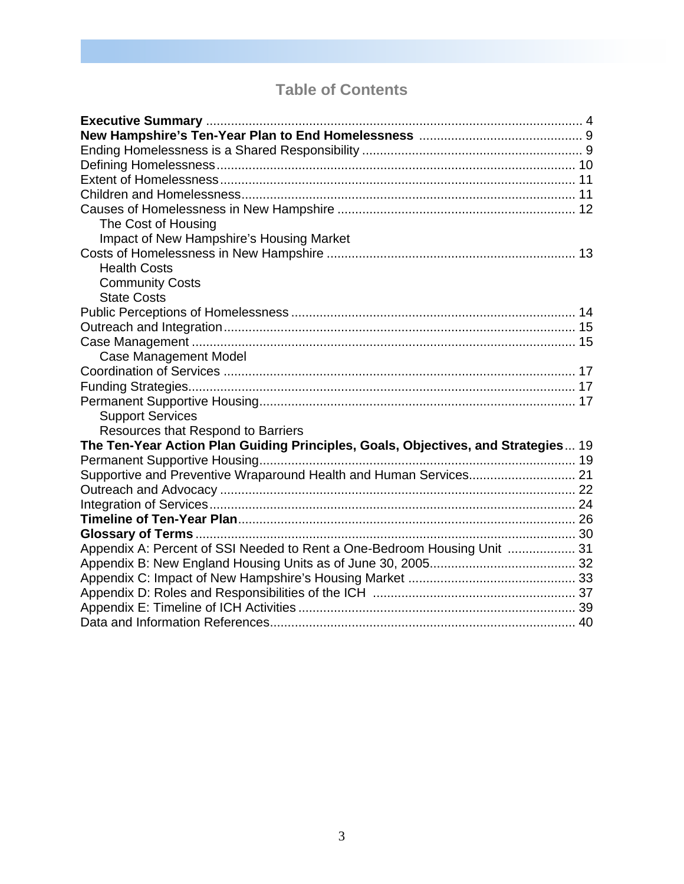# Table of Contents

**Executive Summary** ........................................................................................................ 4
**New Hampshire's Ten-Year Plan to End Homelessness** ............................................. 9
Ending Homelessness is a Shared Responsibility ............................................................. 9
Defining Homelessness.................................................................................................... 10
Extent of Homelessness................................................................................................... 11
Children and Homelessness............................................................................................. 11
Causes of Homelessness in New Hampshire .................................................................. 12
    The Cost of Housing
    Impact of New Hampshire's Housing Market
Costs of Homelessness in New Hampshire ..................................................................... 13
    Health Costs
    Community Costs
    State Costs
Public Perceptions of Homelessness ............................................................................... 14
Outreach and Integration.................................................................................................. 15
Case Management ........................................................................................................... 15
    Case Management Model
Coordination of Services ................................................................................................. 17
Funding Strategies........................................................................................................... 17
Permanent Supportive Housing........................................................................................ 17
    Support Services
    Resources that Respond to Barriers
**The Ten-Year Action Plan Guiding Principles, Goals, Objectives, and Strategies**... 19
Permanent Supportive Housing........................................................................................ 19
Supportive and Preventive Wraparound Health and Human Services............................. 21
Outreach and Advocacy ................................................................................................... 22
Integration of Services...................................................................................................... 24
**Timeline of Ten-Year Plan**............................................................................................. 26
**Glossary of Terms** .......................................................................................................... 30
Appendix A: Percent of SSI Needed to Rent a One-Bedroom Housing Unit .................. 31
Appendix B: New England Housing Units as of June 30, 2005........................................ 32
Appendix C: Impact of New Hampshire's Housing Market .............................................. 33
Appendix D: Roles and Responsibilities of the ICH ........................................................ 37
Appendix E: Timeline of ICH Activities ............................................................................. 39
Data and Information References..................................................................................... 40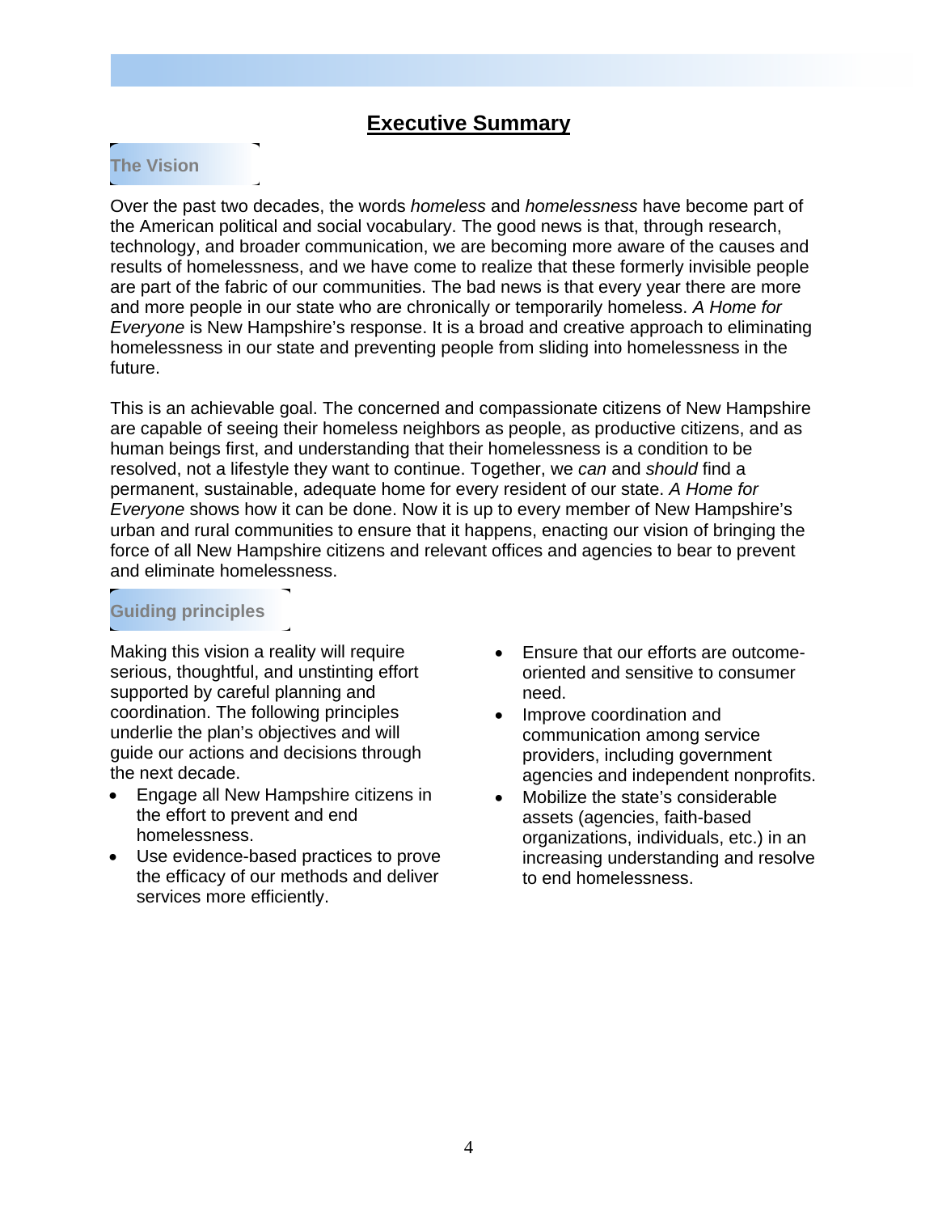# Executive Summary

## The Vision

Over the past two decades, the words *homeless* and *homelessness* have become part of the American political and social vocabulary. The good news is that, through research, technology, and broader communication, we are becoming more aware of the causes and results of homelessness, and we have come to realize that these formerly invisible people are part of the fabric of our communities. The bad news is that every year there are more and more people in our state who are chronically or temporarily homeless. *A Home for Everyone* is New Hampshire's response. It is a broad and creative approach to eliminating homelessness in our state and preventing people from sliding into homelessness in the future.

This is an achievable goal. The concerned and compassionate citizens of New Hampshire are capable of seeing their homeless neighbors as people, as productive citizens, and as human beings first, and understanding that their homelessness is a condition to be resolved, not a lifestyle they want to continue. Together, we *can* and *should* find a permanent, sustainable, adequate home for every resident of our state. *A Home for Everyone* shows how it can be done. Now it is up to every member of New Hampshire's urban and rural communities to ensure that it happens, enacting our vision of bringing the force of all New Hampshire citizens and relevant offices and agencies to bear to prevent and eliminate homelessness.

## Guiding principles

Making this vision a reality will require serious, thoughtful, and unstinting effort supported by careful planning and coordination. The following principles underlie the plan's objectives and will guide our actions and decisions through the next decade.

- Engage all New Hampshire citizens in the effort to prevent and end homelessness.
- Use evidence-based practices to prove the efficacy of our methods and deliver services more efficiently.
- Ensure that our efforts are outcome-oriented and sensitive to consumer need.
- Improve coordination and communication among service providers, including government agencies and independent nonprofits.
- Mobilize the state's considerable assets (agencies, faith-based organizations, individuals, etc.) in an increasing understanding and resolve to end homelessness.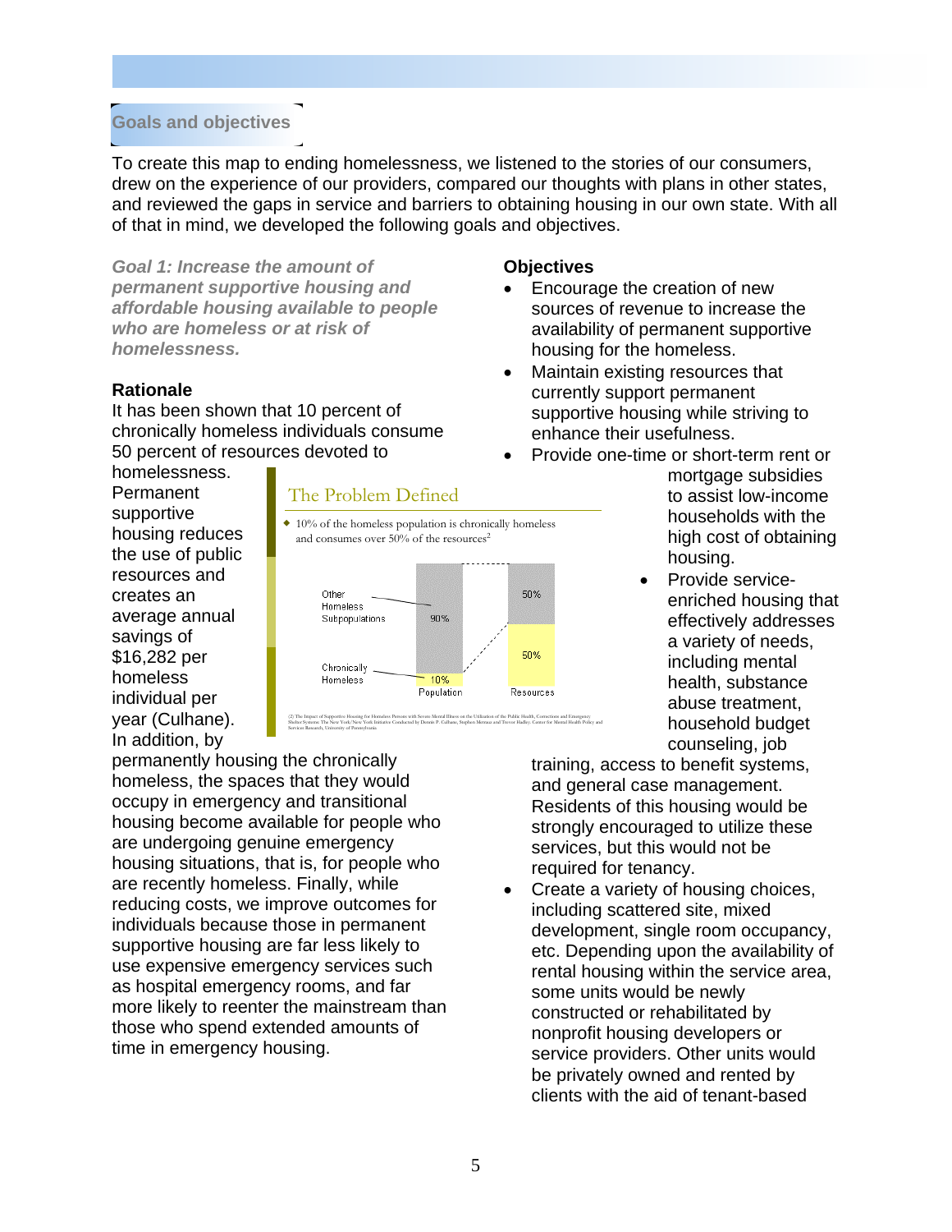## Goals and objectives

To create this map to ending homelessness, we listened to the stories of our consumers, drew on the experience of our providers, compared our thoughts with plans in other states, and reviewed the gaps in service and barriers to obtaining housing in our own state. With all of that in mind, we developed the following goals and objectives.

***Goal 1: Increase the amount of permanent supportive housing and affordable housing available to people who are homeless or at risk of homelessness.***

**Rationale**

It has been shown that 10 percent of chronically homeless individuals consume 50 percent of resources devoted to homelessness. Permanent supportive housing reduces the use of public resources and creates an average annual savings of $16,282 per homeless individual per year (Culhane). In addition, by permanently housing the chronically homeless, the spaces that they would occupy in emergency and transitional housing become available for people who are undergoing genuine emergency housing situations, that is, for people who are recently homeless. Finally, while reducing costs, we improve outcomes for individuals because those in permanent supportive housing are far less likely to use expensive emergency services such as hospital emergency rooms, and far more likely to reenter the mainstream than those who spend extended amounts of time in emergency housing.

**The Problem Defined**

- 10% of the homeless population is chronically homeless and consumes over 50% of the resources[2]

| | Population | Resources |
|---|---|---|
| Other Homeless Subpopulations | 90% | 50% |
| Chronically Homeless | 10% | 50% |

(2) The Impact of Supportive Housing for Homeless Persons with Severe Mental Illness on the Utilization of the Public Health, Corrections and Emergency Shelter Systems: The New York/New York Initiative Conducted by Dennis P. Culhane, Stephen Metraux and Trevor Hadley. Center for Mental Health Policy and Services Research, University of Pennsylvania

**Objectives**

- Encourage the creation of new sources of revenue to increase the availability of permanent supportive housing for the homeless.
- Maintain existing resources that currently support permanent supportive housing while striving to enhance their usefulness.
- Provide one-time or short-term rent or mortgage subsidies to assist low-income households with the high cost of obtaining housing.
- Provide service-enriched housing that effectively addresses a variety of needs, including mental health, substance abuse treatment, household budget counseling, job training, access to benefit systems, and general case management. Residents of this housing would be strongly encouraged to utilize these services, but this would not be required for tenancy.
- Create a variety of housing choices, including scattered site, mixed development, single room occupancy, etc. Depending upon the availability of rental housing within the service area, some units would be newly constructed or rehabilitated by nonprofit housing developers or service providers. Other units would be privately owned and rented by clients with the aid of tenant-based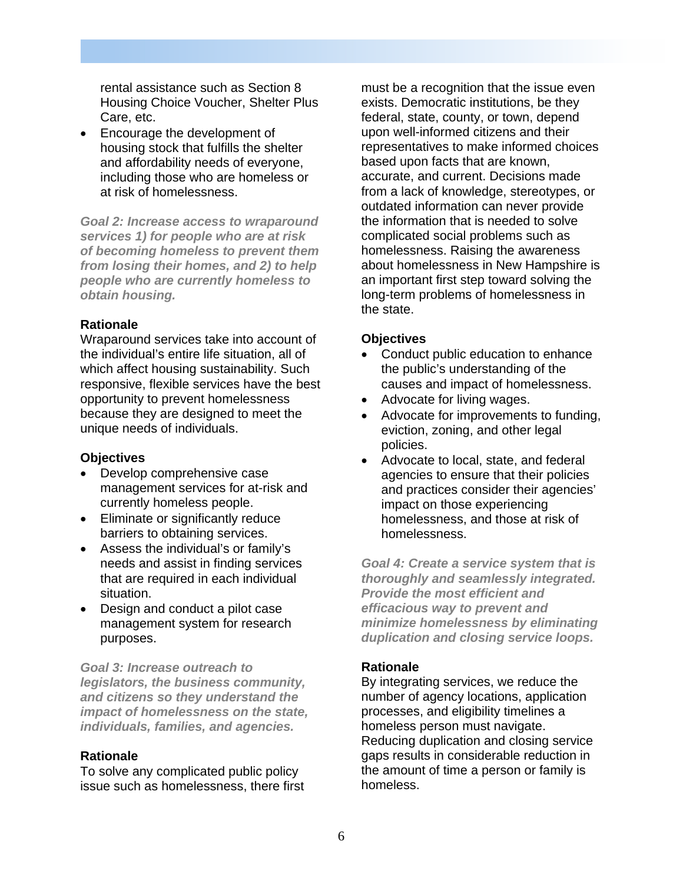rental assistance such as Section 8 Housing Choice Voucher, Shelter Plus Care, etc.
- Encourage the development of housing stock that fulfills the shelter and affordability needs of everyone, including those who are homeless or at risk of homelessness.

***Goal 2: Increase access to wraparound services 1) for people who are at risk of becoming homeless to prevent them from losing their homes, and 2) to help people who are currently homeless to obtain housing.***

**Rationale**

Wraparound services take into account of the individual's entire life situation, all of which affect housing sustainability. Such responsive, flexible services have the best opportunity to prevent homelessness because they are designed to meet the unique needs of individuals.

**Objectives**

- Develop comprehensive case management services for at-risk and currently homeless people.
- Eliminate or significantly reduce barriers to obtaining services.
- Assess the individual's or family's needs and assist in finding services that are required in each individual situation.
- Design and conduct a pilot case management system for research purposes.

***Goal 3: Increase outreach to legislators, the business community, and citizens so they understand the impact of homelessness on the state, individuals, families, and agencies.***

**Rationale**

To solve any complicated public policy issue such as homelessness, there first must be a recognition that the issue even exists. Democratic institutions, be they federal, state, county, or town, depend upon well-informed citizens and their representatives to make informed choices based upon facts that are known, accurate, and current. Decisions made from a lack of knowledge, stereotypes, or outdated information can never provide the information that is needed to solve complicated social problems such as homelessness. Raising the awareness about homelessness in New Hampshire is an important first step toward solving the long-term problems of homelessness in the state.

**Objectives**

- Conduct public education to enhance the public's understanding of the causes and impact of homelessness.
- Advocate for living wages.
- Advocate for improvements to funding, eviction, zoning, and other legal policies.
- Advocate to local, state, and federal agencies to ensure that their policies and practices consider their agencies' impact on those experiencing homelessness, and those at risk of homelessness.

***Goal 4: Create a service system that is thoroughly and seamlessly integrated. Provide the most efficient and efficacious way to prevent and minimize homelessness by eliminating duplication and closing service loops.***

**Rationale**

By integrating services, we reduce the number of agency locations, application processes, and eligibility timelines a homeless person must navigate. Reducing duplication and closing service gaps results in considerable reduction in the amount of time a person or family is homeless.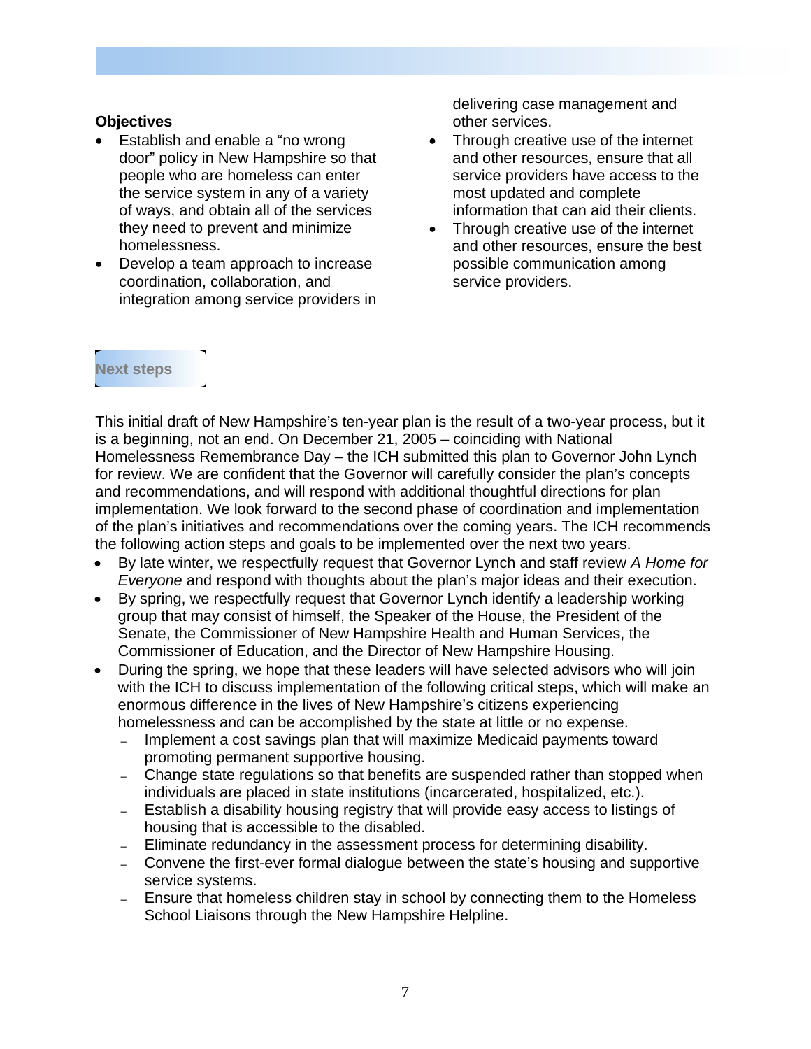### Objectives

- Establish and enable a "no wrong door" policy in New Hampshire so that people who are homeless can enter the service system in any of a variety of ways, and obtain all of the services they need to prevent and minimize homelessness.
- Develop a team approach to increase coordination, collaboration, and integration among service providers in delivering case management and other services.
- Through creative use of the internet and other resources, ensure that all service providers have access to the most updated and complete information that can aid their clients.
- Through creative use of the internet and other resources, ensure the best possible communication among service providers.

## Next steps

This initial draft of New Hampshire's ten-year plan is the result of a two-year process, but it is a beginning, not an end. On December 21, 2005 – coinciding with National Homelessness Remembrance Day – the ICH submitted this plan to Governor John Lynch for review. We are confident that the Governor will carefully consider the plan's concepts and recommendations, and will respond with additional thoughtful directions for plan implementation. We look forward to the second phase of coordination and implementation of the plan's initiatives and recommendations over the coming years. The ICH recommends the following action steps and goals to be implemented over the next two years.

- By late winter, we respectfully request that Governor Lynch and staff review *A Home for Everyone* and respond with thoughts about the plan's major ideas and their execution.
- By spring, we respectfully request that Governor Lynch identify a leadership working group that may consist of himself, the Speaker of the House, the President of the Senate, the Commissioner of New Hampshire Health and Human Services, the Commissioner of Education, and the Director of New Hampshire Housing.
- During the spring, we hope that these leaders will have selected advisors who will join with the ICH to discuss implementation of the following critical steps, which will make an enormous difference in the lives of New Hampshire's citizens experiencing homelessness and can be accomplished by the state at little or no expense.
  - Implement a cost savings plan that will maximize Medicaid payments toward promoting permanent supportive housing.
  - Change state regulations so that benefits are suspended rather than stopped when individuals are placed in state institutions (incarcerated, hospitalized, etc.).
  - Establish a disability housing registry that will provide easy access to listings of housing that is accessible to the disabled.
  - Eliminate redundancy in the assessment process for determining disability.
  - Convene the first-ever formal dialogue between the state's housing and supportive service systems.
  - Ensure that homeless children stay in school by connecting them to the Homeless School Liaisons through the New Hampshire Helpline.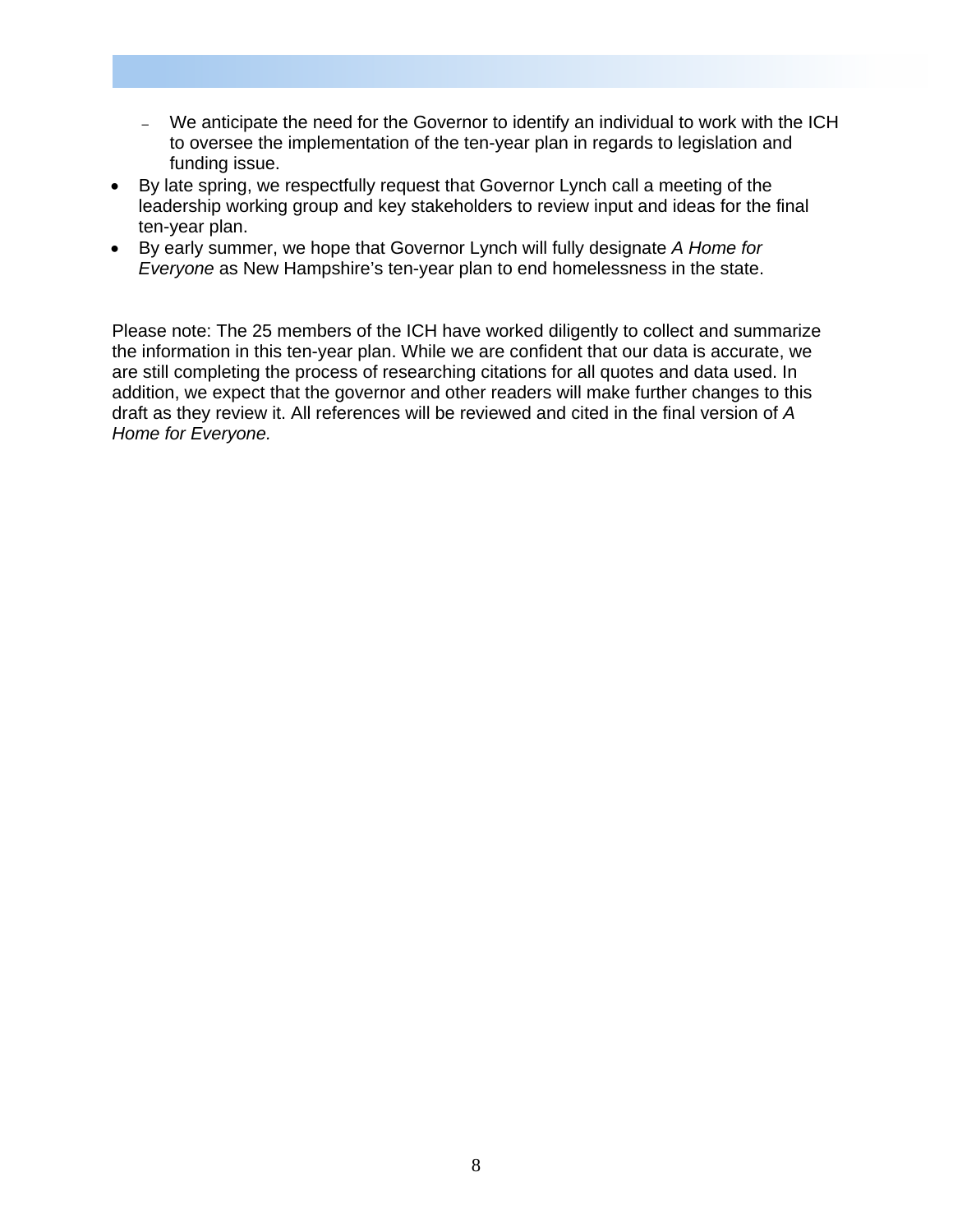- We anticipate the need for the Governor to identify an individual to work with the ICH to oversee the implementation of the ten-year plan in regards to legislation and funding issue.
- By late spring, we respectfully request that Governor Lynch call a meeting of the leadership working group and key stakeholders to review input and ideas for the final ten-year plan.
- By early summer, we hope that Governor Lynch will fully designate *A Home for Everyone* as New Hampshire's ten-year plan to end homelessness in the state.

Please note: The 25 members of the ICH have worked diligently to collect and summarize the information in this ten-year plan. While we are confident that our data is accurate, we are still completing the process of researching citations for all quotes and data used. In addition, we expect that the governor and other readers will make further changes to this draft as they review it. All references will be reviewed and cited in the final version of *A Home for Everyone.*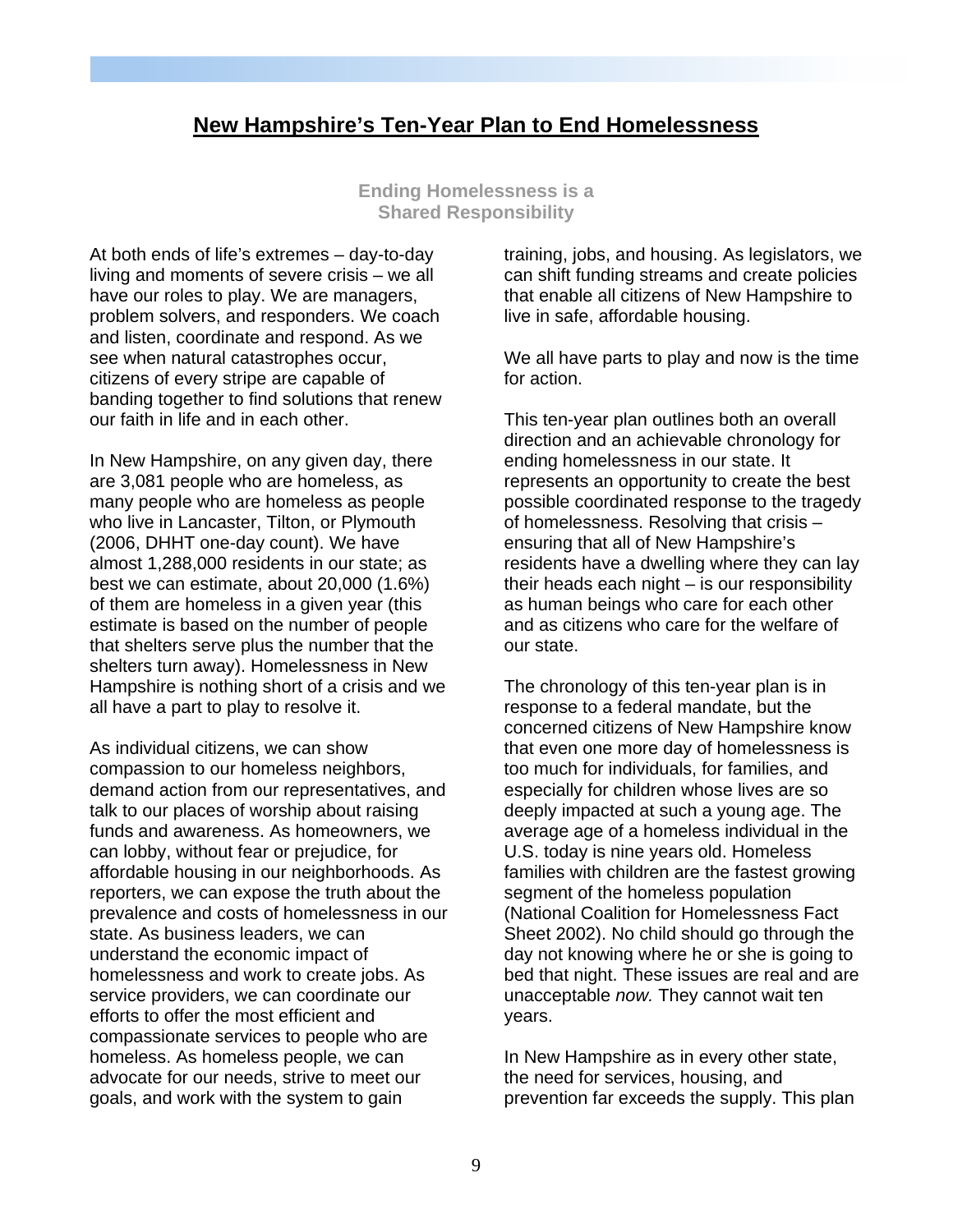# New Hampshire's Ten-Year Plan to End Homelessness

### Ending Homelessness is a Shared Responsibility

At both ends of life's extremes – day-to-day living and moments of severe crisis – we all have our roles to play. We are managers, problem solvers, and responders. We coach and listen, coordinate and respond. As we see when natural catastrophes occur, citizens of every stripe are capable of banding together to find solutions that renew our faith in life and in each other.

In New Hampshire, on any given day, there are 3,081 people who are homeless, as many people who are homeless as people who live in Lancaster, Tilton, or Plymouth (2006, DHHT one-day count). We have almost 1,288,000 residents in our state; as best we can estimate, about 20,000 (1.6%) of them are homeless in a given year (this estimate is based on the number of people that shelters serve plus the number that the shelters turn away). Homelessness in New Hampshire is nothing short of a crisis and we all have a part to play to resolve it.

As individual citizens, we can show compassion to our homeless neighbors, demand action from our representatives, and talk to our places of worship about raising funds and awareness. As homeowners, we can lobby, without fear or prejudice, for affordable housing in our neighborhoods. As reporters, we can expose the truth about the prevalence and costs of homelessness in our state. As business leaders, we can understand the economic impact of homelessness and work to create jobs. As service providers, we can coordinate our efforts to offer the most efficient and compassionate services to people who are homeless. As homeless people, we can advocate for our needs, strive to meet our goals, and work with the system to gain training, jobs, and housing. As legislators, we can shift funding streams and create policies that enable all citizens of New Hampshire to live in safe, affordable housing.

We all have parts to play and now is the time for action.

This ten-year plan outlines both an overall direction and an achievable chronology for ending homelessness in our state. It represents an opportunity to create the best possible coordinated response to the tragedy of homelessness. Resolving that crisis – ensuring that all of New Hampshire's residents have a dwelling where they can lay their heads each night – is our responsibility as human beings who care for each other and as citizens who care for the welfare of our state.

The chronology of this ten-year plan is in response to a federal mandate, but the concerned citizens of New Hampshire know that even one more day of homelessness is too much for individuals, for families, and especially for children whose lives are so deeply impacted at such a young age. The average age of a homeless individual in the U.S. today is nine years old. Homeless families with children are the fastest growing segment of the homeless population (National Coalition for Homelessness Fact Sheet 2002). No child should go through the day not knowing where he or she is going to bed that night. These issues are real and are unacceptable *now.* They cannot wait ten years.

In New Hampshire as in every other state, the need for services, housing, and prevention far exceeds the supply. This plan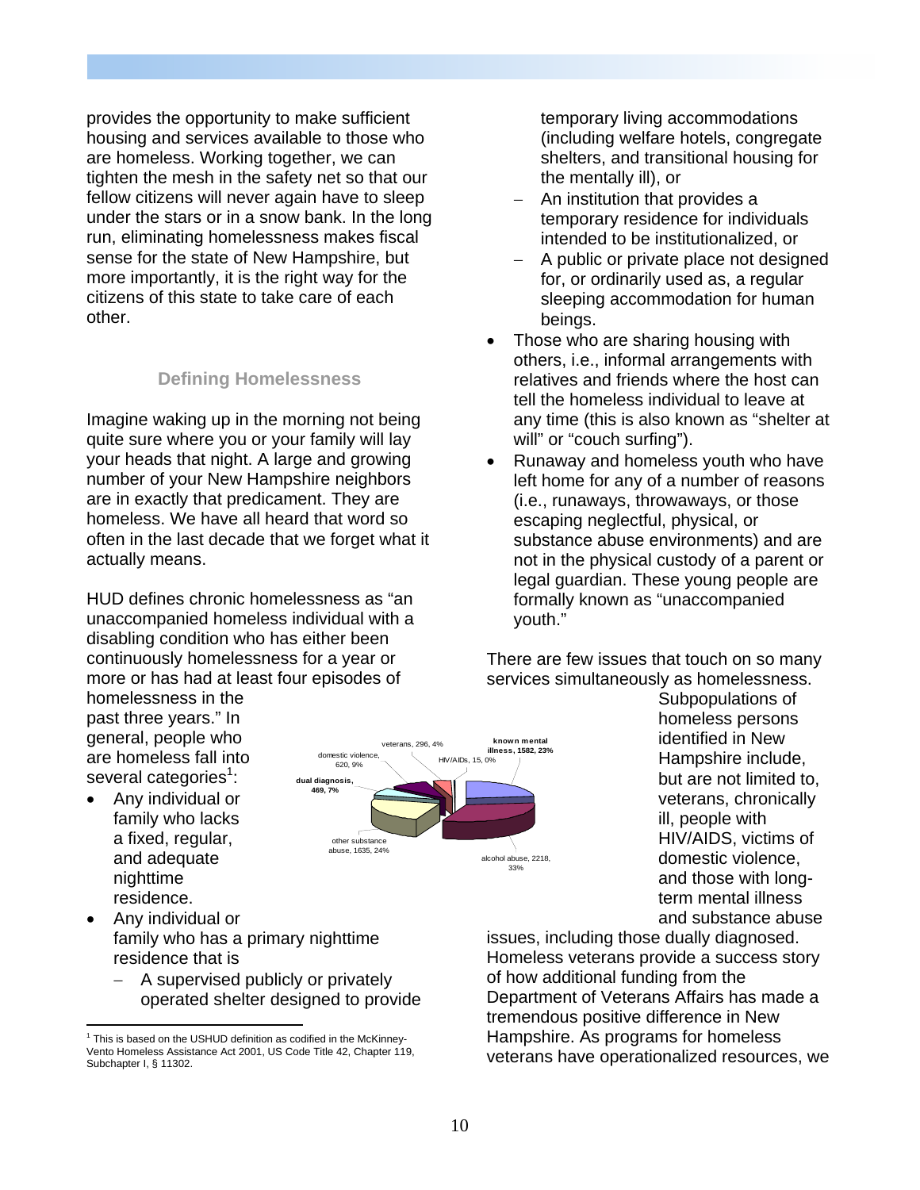provides the opportunity to make sufficient housing and services available to those who are homeless. Working together, we can tighten the mesh in the safety net so that our fellow citizens will never again have to sleep under the stars or in a snow bank. In the long run, eliminating homelessness makes fiscal sense for the state of New Hampshire, but more importantly, it is the right way for the citizens of this state to take care of each other.

### Defining Homelessness

Imagine waking up in the morning not being quite sure where you or your family will lay your heads that night. A large and growing number of your New Hampshire neighbors are in exactly that predicament. They are homeless. We have all heard that word so often in the last decade that we forget what it actually means.

HUD defines chronic homelessness as "an unaccompanied homeless individual with a disabling condition who has either been continuously homelessness for a year or more or has had at least four episodes of homelessness in the past three years." In general, people who are homeless fall into several categories[1]:

- Any individual or family who lacks a fixed, regular, and adequate nighttime residence.
- Any individual or family who has a primary nighttime residence that is
  - A supervised publicly or privately operated shelter designed to provide temporary living accommodations (including welfare hotels, congregate shelters, and transitional housing for the mentally ill), or
  - An institution that provides a temporary residence for individuals intended to be institutionalized, or
  - A public or private place not designed for, or ordinarily used as, a regular sleeping accommodation for human beings.
- Those who are sharing housing with others, i.e., informal arrangements with relatives and friends where the host can tell the homeless individual to leave at any time (this is also known as "shelter at will" or "couch surfing").
- Runaway and homeless youth who have left home for any of a number of reasons (i.e., runaways, throwaways, or those escaping neglectful, physical, or substance abuse environments) and are not in the physical custody of a parent or legal guardian. These young people are formally known as "unaccompanied youth."

veterans, 296, 4%
domestic violence, 620, 9%
**dual diagnosis, 469, 7%**
other substance abuse, 1635, 24%
HIV/AIDs, 15, 0%
**known mental illness, 1582, 23%**
alcohol abuse, 2218, 33%

There are few issues that touch on so many services simultaneously as homelessness. Subpopulations of homeless persons identified in New Hampshire include, but are not limited to, veterans, chronically ill, people with HIV/AIDS, victims of domestic violence, and those with long-term mental illness and substance abuse issues, including those dually diagnosed. Homeless veterans provide a success story of how additional funding from the Department of Veterans Affairs has made a tremendous positive difference in New Hampshire. As programs for homeless veterans have operationalized resources, we

[1] This is based on the USHUD definition as codified in the McKinney-Vento Homeless Assistance Act 2001, US Code Title 42, Chapter 119, Subchapter I, § 11302.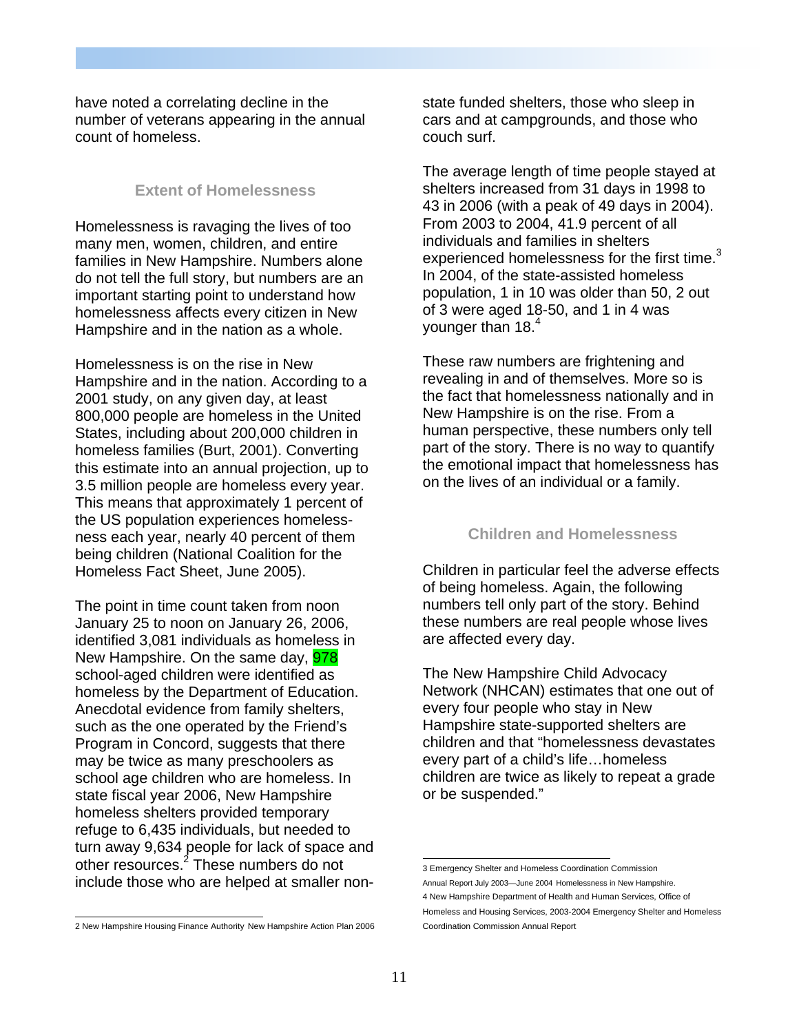have noted a correlating decline in the number of veterans appearing in the annual count of homeless.

## Extent of Homelessness

Homelessness is ravaging the lives of too many men, women, children, and entire families in New Hampshire. Numbers alone do not tell the full story, but numbers are an important starting point to understand how homelessness affects every citizen in New Hampshire and in the nation as a whole.

Homelessness is on the rise in New Hampshire and in the nation. According to a 2001 study, on any given day, at least 800,000 people are homeless in the United States, including about 200,000 children in homeless families (Burt, 2001). Converting this estimate into an annual projection, up to 3.5 million people are homeless every year. This means that approximately 1 percent of the US population experiences homelessness each year, nearly 40 percent of them being children (National Coalition for the Homeless Fact Sheet, June 2005).

The point in time count taken from noon January 25 to noon on January 26, 2006, identified 3,081 individuals as homeless in New Hampshire. On the same day, 978 school-aged children were identified as homeless by the Department of Education. Anecdotal evidence from family shelters, such as the one operated by the Friend's Program in Concord, suggests that there may be twice as many preschoolers as school age children who are homeless. In state fiscal year 2006, New Hampshire homeless shelters provided temporary refuge to 6,435 individuals, but needed to turn away 9,634 people for lack of space and other resources.[2] These numbers do not include those who are helped at smaller non-state funded shelters, those who sleep in cars and at campgrounds, and those who couch surf.

The average length of time people stayed at shelters increased from 31 days in 1998 to 43 in 2006 (with a peak of 49 days in 2004). From 2003 to 2004, 41.9 percent of all individuals and families in shelters experienced homelessness for the first time.[3] In 2004, of the state-assisted homeless population, 1 in 10 was older than 50, 2 out of 3 were aged 18-50, and 1 in 4 was younger than 18.[4]

These raw numbers are frightening and revealing in and of themselves. More so is the fact that homelessness nationally and in New Hampshire is on the rise. From a human perspective, these numbers only tell part of the story. There is no way to quantify the emotional impact that homelessness has on the lives of an individual or a family.

## Children and Homelessness

Children in particular feel the adverse effects of being homeless. Again, the following numbers tell only part of the story. Behind these numbers are real people whose lives are affected every day.

The New Hampshire Child Advocacy Network (NHCAN) estimates that one out of every four people who stay in New Hampshire state-supported shelters are children and that "homelessness devastates every part of a child's life…homeless children are twice as likely to repeat a grade or be suspended."

---

2 New Hampshire Housing Finance Authority New Hampshire Action Plan 2006

3 Emergency Shelter and Homeless Coordination Commission Annual Report July 2003—June 2004 Homelessness in New Hampshire.

4 New Hampshire Department of Health and Human Services, Office of Homeless and Housing Services, 2003-2004 Emergency Shelter and Homeless Coordination Commission Annual Report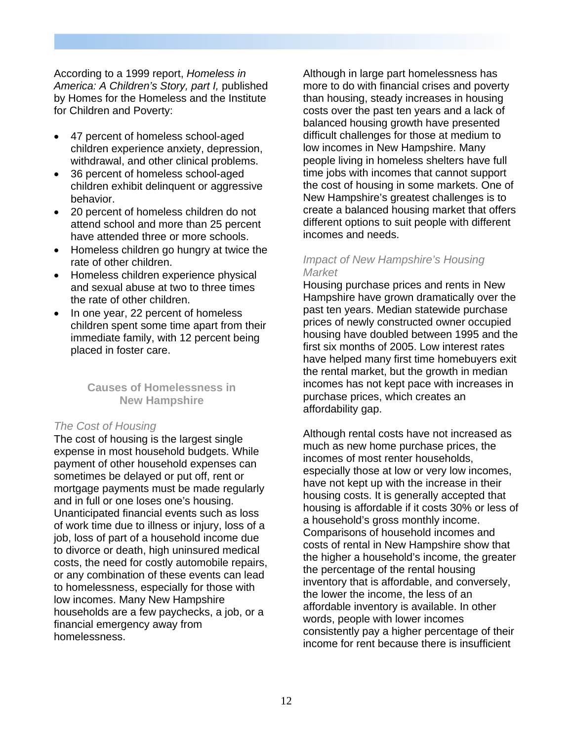According to a 1999 report, *Homeless in America: A Children's Story, part I,* published by Homes for the Homeless and the Institute for Children and Poverty:

- 47 percent of homeless school-aged children experience anxiety, depression, withdrawal, and other clinical problems.
- 36 percent of homeless school-aged children exhibit delinquent or aggressive behavior.
- 20 percent of homeless children do not attend school and more than 25 percent have attended three or more schools.
- Homeless children go hungry at twice the rate of other children.
- Homeless children experience physical and sexual abuse at two to three times the rate of other children.
- In one year, 22 percent of homeless children spent some time apart from their immediate family, with 12 percent being placed in foster care.

## Causes of Homelessness in New Hampshire

### *The Cost of Housing*

The cost of housing is the largest single expense in most household budgets. While payment of other household expenses can sometimes be delayed or put off, rent or mortgage payments must be made regularly and in full or one loses one's housing. Unanticipated financial events such as loss of work time due to illness or injury, loss of a job, loss of part of a household income due to divorce or death, high uninsured medical costs, the need for costly automobile repairs, or any combination of these events can lead to homelessness, especially for those with low incomes. Many New Hampshire households are a few paychecks, a job, or a financial emergency away from homelessness.

Although in large part homelessness has more to do with financial crises and poverty than housing, steady increases in housing costs over the past ten years and a lack of balanced housing growth have presented difficult challenges for those at medium to low incomes in New Hampshire. Many people living in homeless shelters have full time jobs with incomes that cannot support the cost of housing in some markets. One of New Hampshire's greatest challenges is to create a balanced housing market that offers different options to suit people with different incomes and needs.

### *Impact of New Hampshire's Housing Market*

Housing purchase prices and rents in New Hampshire have grown dramatically over the past ten years. Median statewide purchase prices of newly constructed owner occupied housing have doubled between 1995 and the first six months of 2005. Low interest rates have helped many first time homebuyers exit the rental market, but the growth in median incomes has not kept pace with increases in purchase prices, which creates an affordability gap.

Although rental costs have not increased as much as new home purchase prices, the incomes of most renter households, especially those at low or very low incomes, have not kept up with the increase in their housing costs. It is generally accepted that housing is affordable if it costs 30% or less of a household's gross monthly income. Comparisons of household incomes and costs of rental in New Hampshire show that the higher a household's income, the greater the percentage of the rental housing inventory that is affordable, and conversely, the lower the income, the less of an affordable inventory is available. In other words, people with lower incomes consistently pay a higher percentage of their income for rent because there is insufficient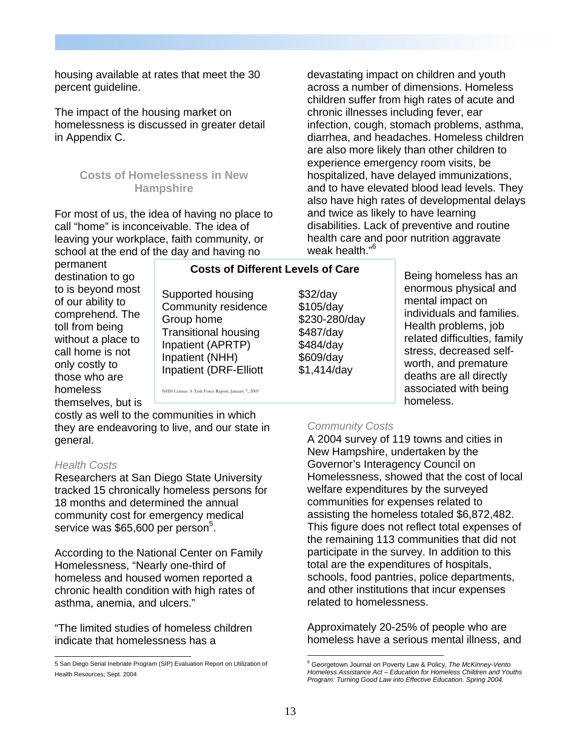housing available at rates that meet the 30 percent guideline.

The impact of the housing market on homelessness is discussed in greater detail in Appendix C.

### Costs of Homelessness in New Hampshire

For most of us, the idea of having no place to call "home" is inconceivable. The idea of leaving your workplace, faith community, or school at the end of the day and having no permanent destination to go to is beyond most of our ability to comprehend. The toll from being without a place to call home is not only costly to those who are homeless themselves, but is costly as well to the communities in which they are endeavoring to live, and our state in general.

*Health Costs*

Researchers at San Diego State University tracked 15 chronically homeless persons for 18 months and determined the annual community cost for emergency medical service was $65,600 per person[5].

According to the National Center on Family Homelessness, "Nearly one-third of homeless and housed women reported a chronic health condition with high rates of asthma, anemia, and ulcers."

"The limited studies of homeless children indicate that homelessness has a devastating impact on children and youth across a number of dimensions. Homeless children suffer from high rates of acute and chronic illnesses including fever, ear infection, cough, stomach problems, asthma, diarrhea, and headaches. Homeless children are also more likely than other children to experience emergency room visits, be hospitalized, have delayed immunizations, and to have elevated blood lead levels. They also have high rates of developmental delays and twice as likely to have learning disabilities. Lack of preventive and routine health care and poor nutrition aggravate weak health."[6]

**Costs of Different Levels of Care**

| Level of Care | Cost |
|---|---|
| Supported housing | $32/day |
| Community residence | $105/day |
| Group home | $230-280/day |
| Transitional housing | $487/day |
| Inpatient (APRTP) | $484/day |
| Inpatient (NHH) | $609/day |
| Inpatient (DRF-Elliott | $1,414/day |

NHH Census: A Task Force Report, January 7, 2005

Being homeless has an enormous physical and mental impact on individuals and families. Health problems, job related difficulties, family stress, decreased self-worth, and premature deaths are all directly associated with being homeless.

*Community Costs*

A 2004 survey of 119 towns and cities in New Hampshire, undertaken by the Governor's Interagency Council on Homelessness, showed that the cost of local welfare expenditures by the surveyed communities for expenses related to assisting the homeless totaled $6,872,482. This figure does not reflect total expenses of the remaining 113 communities that did not participate in the survey. In addition to this total are the expenditures of hospitals, schools, food pantries, police departments, and other institutions that incur expenses related to homelessness.

Approximately 20-25% of people who are homeless have a serious mental illness, and

---

5 San Diego Serial Inebriate Program (SIP) Evaluation Report on Utilization of Health Resources; Sept. 2004

6 Georgetown Journal on Poverty Law & Policy, *The McKinney-Vento Homeless Assistance Act – Education for Homeless Children and Youths Program: Turning Good Law into Effective Education. Spring 2004.*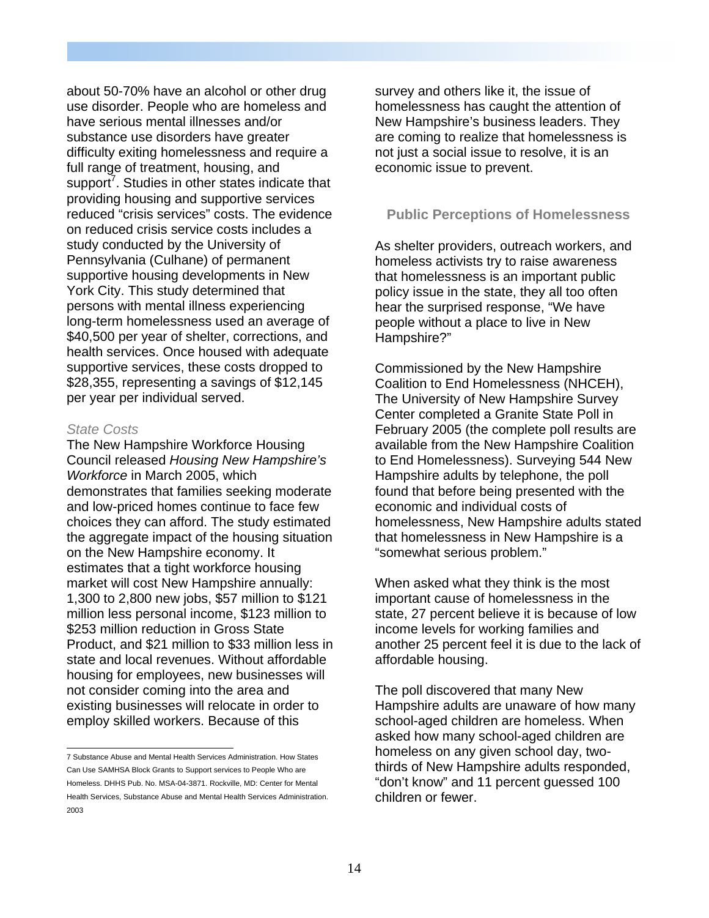about 50-70% have an alcohol or other drug use disorder. People who are homeless and have serious mental illnesses and/or substance use disorders have greater difficulty exiting homelessness and require a full range of treatment, housing, and support[7]. Studies in other states indicate that providing housing and supportive services reduced "crisis services" costs. The evidence on reduced crisis service costs includes a study conducted by the University of Pennsylvania (Culhane) of permanent supportive housing developments in New York City. This study determined that persons with mental illness experiencing long-term homelessness used an average of $40,500 per year of shelter, corrections, and health services. Once housed with adequate supportive services, these costs dropped to $28,355, representing a savings of $12,145 per year per individual served.

*State Costs*

The New Hampshire Workforce Housing Council released *Housing New Hampshire's Workforce* in March 2005, which demonstrates that families seeking moderate and low-priced homes continue to face few choices they can afford. The study estimated the aggregate impact of the housing situation on the New Hampshire economy. It estimates that a tight workforce housing market will cost New Hampshire annually: 1,300 to 2,800 new jobs, $57 million to $121 million less personal income, $123 million to $253 million reduction in Gross State Product, and $21 million to $33 million less in state and local revenues. Without affordable housing for employees, new businesses will not consider coming into the area and existing businesses will relocate in order to employ skilled workers. Because of this survey and others like it, the issue of homelessness has caught the attention of New Hampshire's business leaders. They are coming to realize that homelessness is not just a social issue to resolve, it is an economic issue to prevent.

### Public Perceptions of Homelessness

As shelter providers, outreach workers, and homeless activists try to raise awareness that homelessness is an important public policy issue in the state, they all too often hear the surprised response, "We have people without a place to live in New Hampshire?"

Commissioned by the New Hampshire Coalition to End Homelessness (NHCEH), The University of New Hampshire Survey Center completed a Granite State Poll in February 2005 (the complete poll results are available from the New Hampshire Coalition to End Homelessness). Surveying 544 New Hampshire adults by telephone, the poll found that before being presented with the economic and individual costs of homelessness, New Hampshire adults stated that homelessness in New Hampshire is a "somewhat serious problem."

When asked what they think is the most important cause of homelessness in the state, 27 percent believe it is because of low income levels for working families and another 25 percent feel it is due to the lack of affordable housing.

The poll discovered that many New Hampshire adults are unaware of how many school-aged children are homeless. When asked how many school-aged children are homeless on any given school day, two-thirds of New Hampshire adults responded, "don't know" and 11 percent guessed 100 children or fewer.

---

7 Substance Abuse and Mental Health Services Administration. How States Can Use SAMHSA Block Grants to Support services to People Who are Homeless. DHHS Pub. No. MSA-04-3871. Rockville, MD: Center for Mental Health Services, Substance Abuse and Mental Health Services Administration. 2003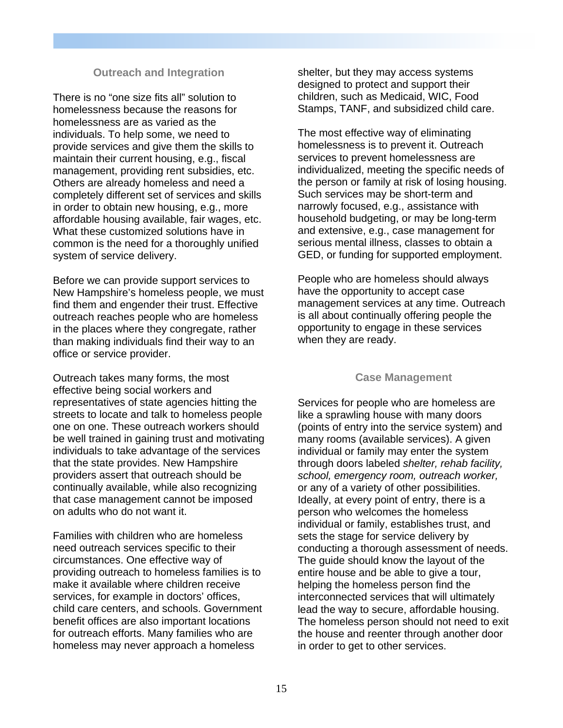## Outreach and Integration

There is no "one size fits all" solution to homelessness because the reasons for homelessness are as varied as the individuals. To help some, we need to provide services and give them the skills to maintain their current housing, e.g., fiscal management, providing rent subsidies, etc. Others are already homeless and need a completely different set of services and skills in order to obtain new housing, e.g., more affordable housing available, fair wages, etc. What these customized solutions have in common is the need for a thoroughly unified system of service delivery.

Before we can provide support services to New Hampshire's homeless people, we must find them and engender their trust. Effective outreach reaches people who are homeless in the places where they congregate, rather than making individuals find their way to an office or service provider.

Outreach takes many forms, the most effective being social workers and representatives of state agencies hitting the streets to locate and talk to homeless people one on one. These outreach workers should be well trained in gaining trust and motivating individuals to take advantage of the services that the state provides. New Hampshire providers assert that outreach should be continually available, while also recognizing that case management cannot be imposed on adults who do not want it.

Families with children who are homeless need outreach services specific to their circumstances. One effective way of providing outreach to homeless families is to make it available where children receive services, for example in doctors' offices, child care centers, and schools. Government benefit offices are also important locations for outreach efforts. Many families who are homeless may never approach a homeless shelter, but they may access systems designed to protect and support their children, such as Medicaid, WIC, Food Stamps, TANF, and subsidized child care.

The most effective way of eliminating homelessness is to prevent it. Outreach services to prevent homelessness are individualized, meeting the specific needs of the person or family at risk of losing housing. Such services may be short-term and narrowly focused, e.g., assistance with household budgeting, or may be long-term and extensive, e.g., case management for serious mental illness, classes to obtain a GED, or funding for supported employment.

People who are homeless should always have the opportunity to accept case management services at any time. Outreach is all about continually offering people the opportunity to engage in these services when they are ready.

## Case Management

Services for people who are homeless are like a sprawling house with many doors (points of entry into the service system) and many rooms (available services). A given individual or family may enter the system through doors labeled *shelter, rehab facility, school, emergency room, outreach worker,* or any of a variety of other possibilities. Ideally, at every point of entry, there is a person who welcomes the homeless individual or family, establishes trust, and sets the stage for service delivery by conducting a thorough assessment of needs. The guide should know the layout of the entire house and be able to give a tour, helping the homeless person find the interconnected services that will ultimately lead the way to secure, affordable housing. The homeless person should not need to exit the house and reenter through another door in order to get to other services.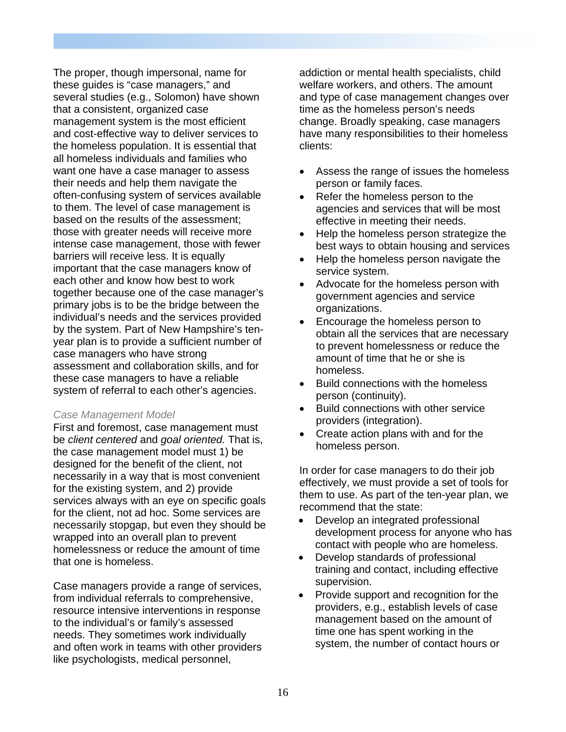The proper, though impersonal, name for these guides is "case managers," and several studies (e.g., Solomon) have shown that a consistent, organized case management system is the most efficient and cost-effective way to deliver services to the homeless population. It is essential that all homeless individuals and families who want one have a case manager to assess their needs and help them navigate the often-confusing system of services available to them. The level of case management is based on the results of the assessment; those with greater needs will receive more intense case management, those with fewer barriers will receive less. It is equally important that the case managers know of each other and know how best to work together because one of the case manager's primary jobs is to be the bridge between the individual's needs and the services provided by the system. Part of New Hampshire's ten-year plan is to provide a sufficient number of case managers who have strong assessment and collaboration skills, and for these case managers to have a reliable system of referral to each other's agencies.

*Case Management Model*

First and foremost, case management must be *client centered* and *goal oriented.* That is, the case management model must 1) be designed for the benefit of the client, not necessarily in a way that is most convenient for the existing system, and 2) provide services always with an eye on specific goals for the client, not ad hoc. Some services are necessarily stopgap, but even they should be wrapped into an overall plan to prevent homelessness or reduce the amount of time that one is homeless.

Case managers provide a range of services, from individual referrals to comprehensive, resource intensive interventions in response to the individual's or family's assessed needs. They sometimes work individually and often work in teams with other providers like psychologists, medical personnel, addiction or mental health specialists, child welfare workers, and others. The amount and type of case management changes over time as the homeless person's needs change. Broadly speaking, case managers have many responsibilities to their homeless clients:

- Assess the range of issues the homeless person or family faces.
- Refer the homeless person to the agencies and services that will be most effective in meeting their needs.
- Help the homeless person strategize the best ways to obtain housing and services
- Help the homeless person navigate the service system.
- Advocate for the homeless person with government agencies and service organizations.
- Encourage the homeless person to obtain all the services that are necessary to prevent homelessness or reduce the amount of time that he or she is homeless.
- Build connections with the homeless person (continuity).
- Build connections with other service providers (integration).
- Create action plans with and for the homeless person.

In order for case managers to do their job effectively, we must provide a set of tools for them to use. As part of the ten-year plan, we recommend that the state:

- Develop an integrated professional development process for anyone who has contact with people who are homeless.
- Develop standards of professional training and contact, including effective supervision.
- Provide support and recognition for the providers, e.g., establish levels of case management based on the amount of time one has spent working in the system, the number of contact hours or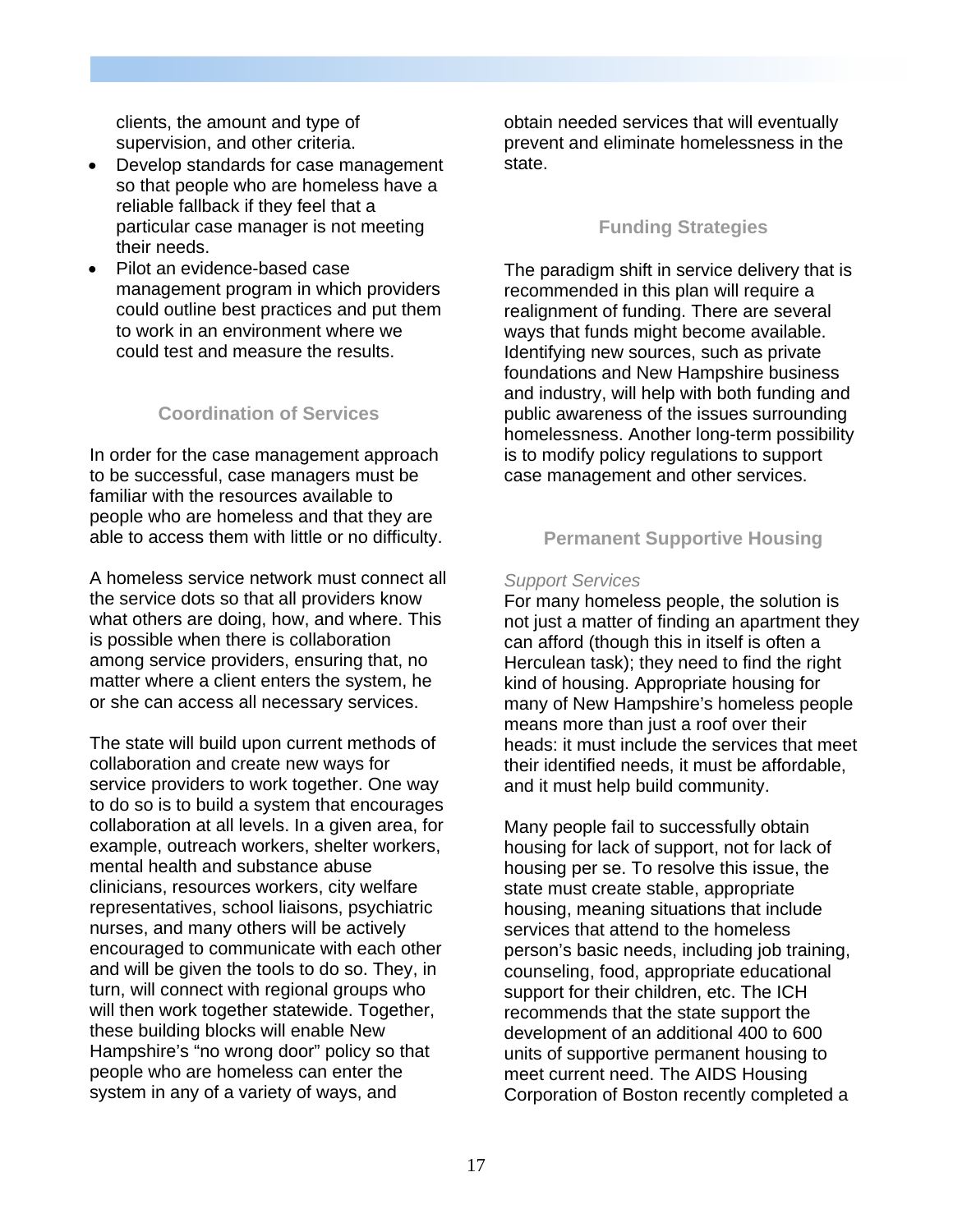clients, the amount and type of supervision, and other criteria.

- Develop standards for case management so that people who are homeless have a reliable fallback if they feel that a particular case manager is not meeting their needs.
- Pilot an evidence-based case management program in which providers could outline best practices and put them to work in an environment where we could test and measure the results.

### Coordination of Services

In order for the case management approach to be successful, case managers must be familiar with the resources available to people who are homeless and that they are able to access them with little or no difficulty.

A homeless service network must connect all the service dots so that all providers know what others are doing, how, and where. This is possible when there is collaboration among service providers, ensuring that, no matter where a client enters the system, he or she can access all necessary services.

The state will build upon current methods of collaboration and create new ways for service providers to work together. One way to do so is to build a system that encourages collaboration at all levels. In a given area, for example, outreach workers, shelter workers, mental health and substance abuse clinicians, resources workers, city welfare representatives, school liaisons, psychiatric nurses, and many others will be actively encouraged to communicate with each other and will be given the tools to do so. They, in turn, will connect with regional groups who will then work together statewide. Together, these building blocks will enable New Hampshire's "no wrong door" policy so that people who are homeless can enter the system in any of a variety of ways, and obtain needed services that will eventually prevent and eliminate homelessness in the state.

### Funding Strategies

The paradigm shift in service delivery that is recommended in this plan will require a realignment of funding. There are several ways that funds might become available. Identifying new sources, such as private foundations and New Hampshire business and industry, will help with both funding and public awareness of the issues surrounding homelessness. Another long-term possibility is to modify policy regulations to support case management and other services.

### Permanent Supportive Housing

*Support Services*

For many homeless people, the solution is not just a matter of finding an apartment they can afford (though this in itself is often a Herculean task); they need to find the right kind of housing. Appropriate housing for many of New Hampshire's homeless people means more than just a roof over their heads: it must include the services that meet their identified needs, it must be affordable, and it must help build community.

Many people fail to successfully obtain housing for lack of support, not for lack of housing per se. To resolve this issue, the state must create stable, appropriate housing, meaning situations that include services that attend to the homeless person's basic needs, including job training, counseling, food, appropriate educational support for their children, etc. The ICH recommends that the state support the development of an additional 400 to 600 units of supportive permanent housing to meet current need. The AIDS Housing Corporation of Boston recently completed a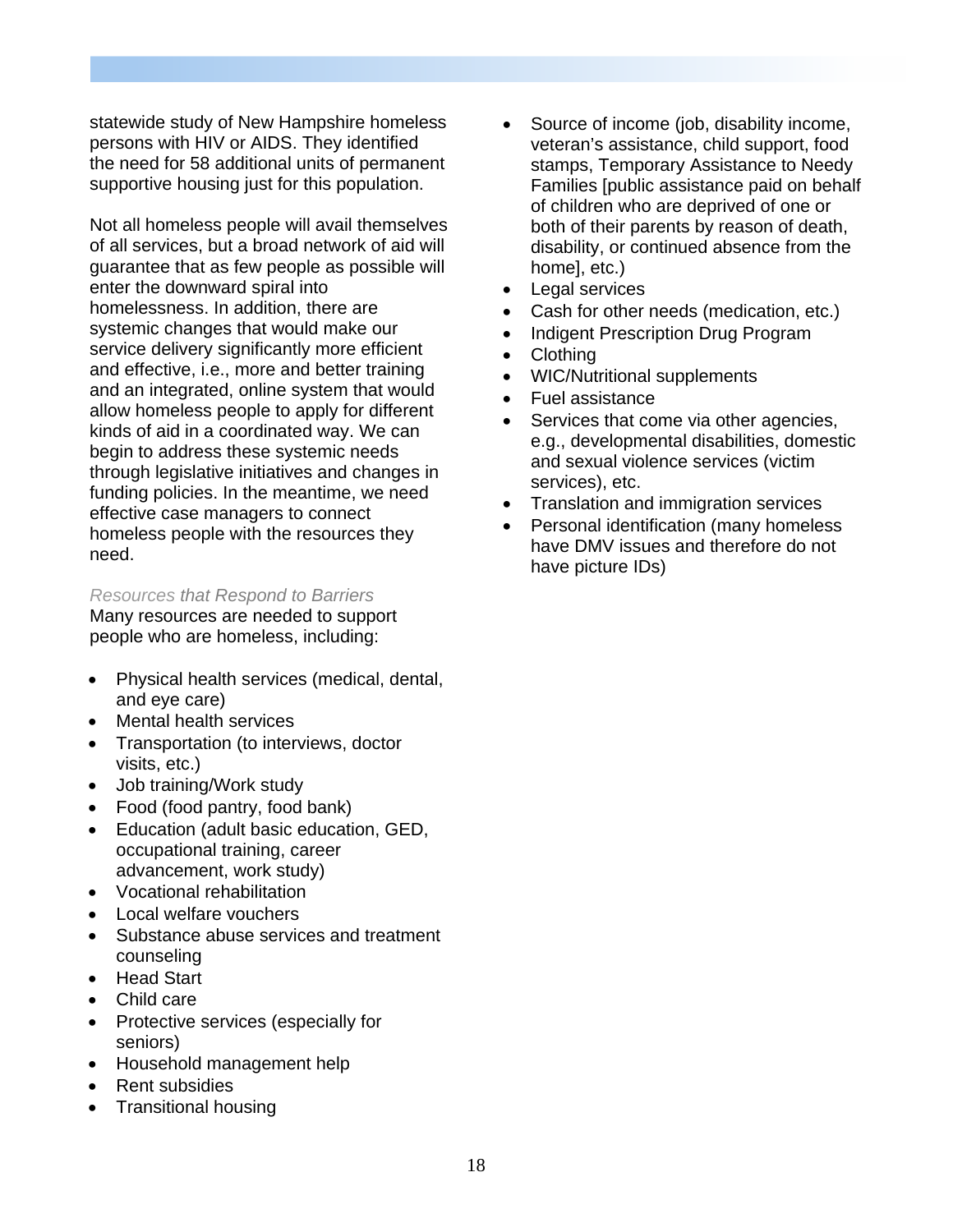statewide study of New Hampshire homeless persons with HIV or AIDS. They identified the need for 58 additional units of permanent supportive housing just for this population.

Not all homeless people will avail themselves of all services, but a broad network of aid will guarantee that as few people as possible will enter the downward spiral into homelessness. In addition, there are systemic changes that would make our service delivery significantly more efficient and effective, i.e., more and better training and an integrated, online system that would allow homeless people to apply for different kinds of aid in a coordinated way. We can begin to address these systemic needs through legislative initiatives and changes in funding policies. In the meantime, we need effective case managers to connect homeless people with the resources they need.

*Resources that Respond to Barriers*

Many resources are needed to support people who are homeless, including:

- Physical health services (medical, dental, and eye care)
- Mental health services
- Transportation (to interviews, doctor visits, etc.)
- Job training/Work study
- Food (food pantry, food bank)
- Education (adult basic education, GED, occupational training, career advancement, work study)
- Vocational rehabilitation
- Local welfare vouchers
- Substance abuse services and treatment counseling
- Head Start
- Child care
- Protective services (especially for seniors)
- Household management help
- Rent subsidies
- Transitional housing
- Source of income (job, disability income, veteran's assistance, child support, food stamps, Temporary Assistance to Needy Families [public assistance paid on behalf of children who are deprived of one or both of their parents by reason of death, disability, or continued absence from the home], etc.)
- Legal services
- Cash for other needs (medication, etc.)
- Indigent Prescription Drug Program
- Clothing
- WIC/Nutritional supplements
- Fuel assistance
- Services that come via other agencies, e.g., developmental disabilities, domestic and sexual violence services (victim services), etc.
- Translation and immigration services
- Personal identification (many homeless have DMV issues and therefore do not have picture IDs)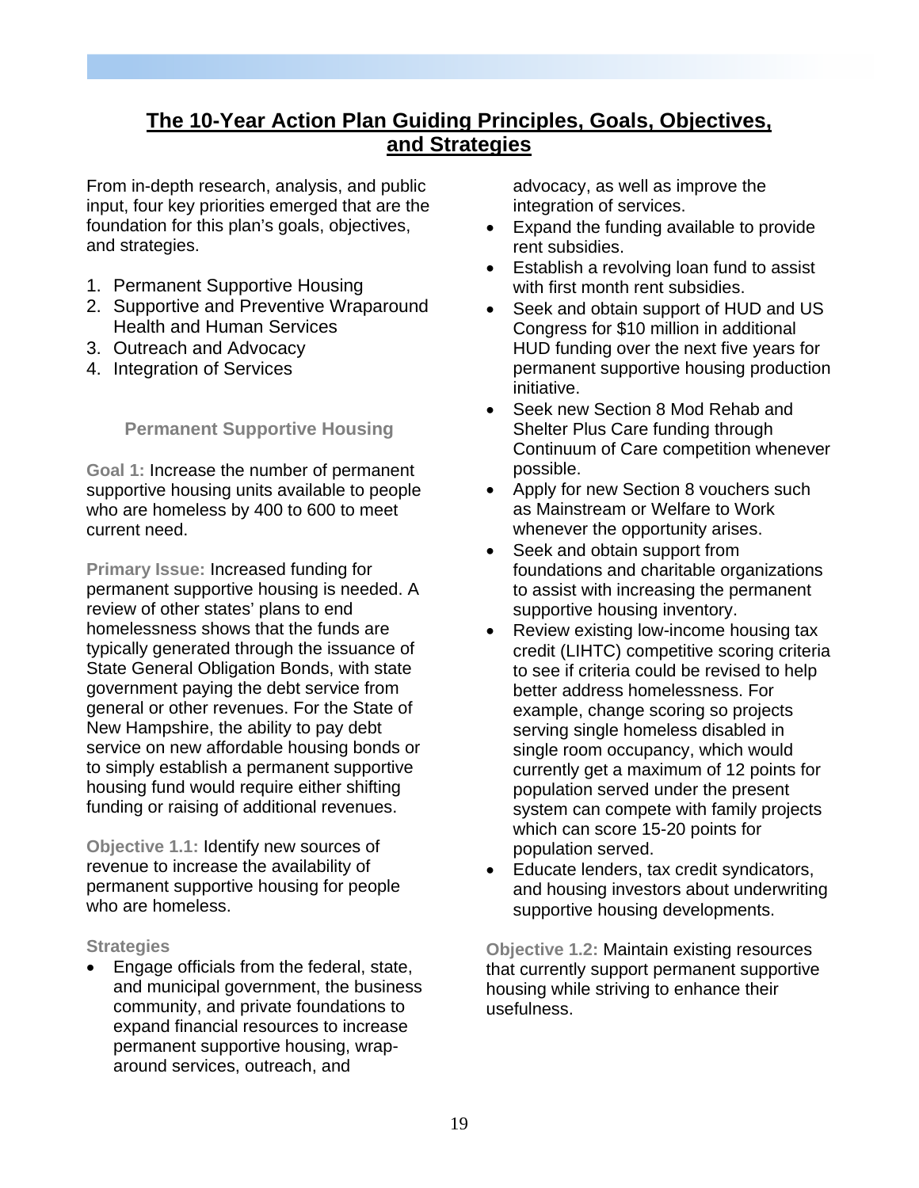# The 10-Year Action Plan Guiding Principles, Goals, Objectives, and Strategies

From in-depth research, analysis, and public input, four key priorities emerged that are the foundation for this plan's goals, objectives, and strategies.

1. Permanent Supportive Housing
2. Supportive and Preventive Wraparound Health and Human Services
3. Outreach and Advocacy
4. Integration of Services

## Permanent Supportive Housing

**Goal 1:** Increase the number of permanent supportive housing units available to people who are homeless by 400 to 600 to meet current need.

**Primary Issue:** Increased funding for permanent supportive housing is needed. A review of other states' plans to end homelessness shows that the funds are typically generated through the issuance of State General Obligation Bonds, with state government paying the debt service from general or other revenues. For the State of New Hampshire, the ability to pay debt service on new affordable housing bonds or to simply establish a permanent supportive housing fund would require either shifting funding or raising of additional revenues.

**Objective 1.1:** Identify new sources of revenue to increase the availability of permanent supportive housing for people who are homeless.

**Strategies**

- Engage officials from the federal, state, and municipal government, the business community, and private foundations to expand financial resources to increase permanent supportive housing, wrap-around services, outreach, and advocacy, as well as improve the integration of services.
- Expand the funding available to provide rent subsidies.
- Establish a revolving loan fund to assist with first month rent subsidies.
- Seek and obtain support of HUD and US Congress for $10 million in additional HUD funding over the next five years for permanent supportive housing production initiative.
- Seek new Section 8 Mod Rehab and Shelter Plus Care funding through Continuum of Care competition whenever possible.
- Apply for new Section 8 vouchers such as Mainstream or Welfare to Work whenever the opportunity arises.
- Seek and obtain support from foundations and charitable organizations to assist with increasing the permanent supportive housing inventory.
- Review existing low-income housing tax credit (LIHTC) competitive scoring criteria to see if criteria could be revised to help better address homelessness. For example, change scoring so projects serving single homeless disabled in single room occupancy, which would currently get a maximum of 12 points for population served under the present system can compete with family projects which can score 15-20 points for population served.
- Educate lenders, tax credit syndicators, and housing investors about underwriting supportive housing developments.

**Objective 1.2:** Maintain existing resources that currently support permanent supportive housing while striving to enhance their usefulness.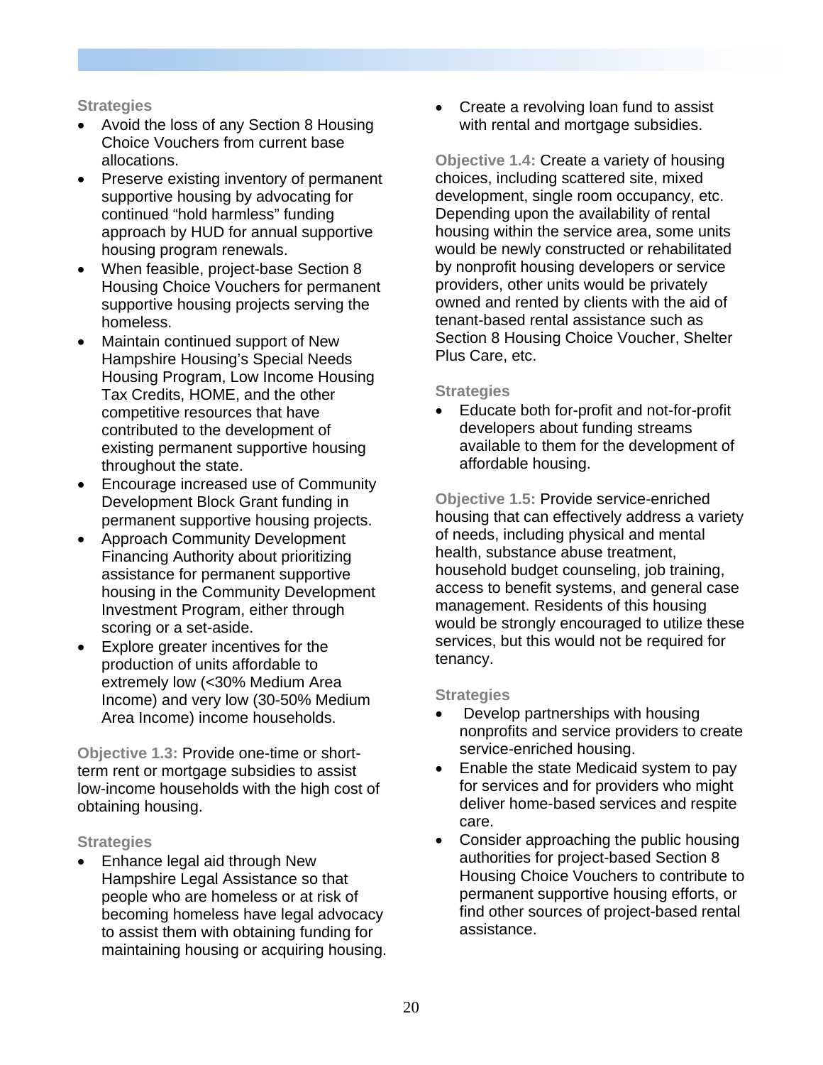**Strategies**

- Avoid the loss of any Section 8 Housing Choice Vouchers from current base allocations.
- Preserve existing inventory of permanent supportive housing by advocating for continued "hold harmless" funding approach by HUD for annual supportive housing program renewals.
- When feasible, project-base Section 8 Housing Choice Vouchers for permanent supportive housing projects serving the homeless.
- Maintain continued support of New Hampshire Housing's Special Needs Housing Program, Low Income Housing Tax Credits, HOME, and the other competitive resources that have contributed to the development of existing permanent supportive housing throughout the state.
- Encourage increased use of Community Development Block Grant funding in permanent supportive housing projects.
- Approach Community Development Financing Authority about prioritizing assistance for permanent supportive housing in the Community Development Investment Program, either through scoring or a set-aside.
- Explore greater incentives for the production of units affordable to extremely low (<30% Medium Area Income) and very low (30-50% Medium Area Income) income households.

**Objective 1.3:** Provide one-time or short-term rent or mortgage subsidies to assist low-income households with the high cost of obtaining housing.

**Strategies**

- Enhance legal aid through New Hampshire Legal Assistance so that people who are homeless or at risk of becoming homeless have legal advocacy to assist them with obtaining funding for maintaining housing or acquiring housing.
- Create a revolving loan fund to assist with rental and mortgage subsidies.

**Objective 1.4:** Create a variety of housing choices, including scattered site, mixed development, single room occupancy, etc. Depending upon the availability of rental housing within the service area, some units would be newly constructed or rehabilitated by nonprofit housing developers or service providers, other units would be privately owned and rented by clients with the aid of tenant-based rental assistance such as Section 8 Housing Choice Voucher, Shelter Plus Care, etc.

**Strategies**

- Educate both for-profit and not-for-profit developers about funding streams available to them for the development of affordable housing.

**Objective 1.5:** Provide service-enriched housing that can effectively address a variety of needs, including physical and mental health, substance abuse treatment, household budget counseling, job training, access to benefit systems, and general case management. Residents of this housing would be strongly encouraged to utilize these services, but this would not be required for tenancy.

**Strategies**

- Develop partnerships with housing nonprofits and service providers to create service-enriched housing.
- Enable the state Medicaid system to pay for services and for providers who might deliver home-based services and respite care.
- Consider approaching the public housing authorities for project-based Section 8 Housing Choice Vouchers to contribute to permanent supportive housing efforts, or find other sources of project-based rental assistance.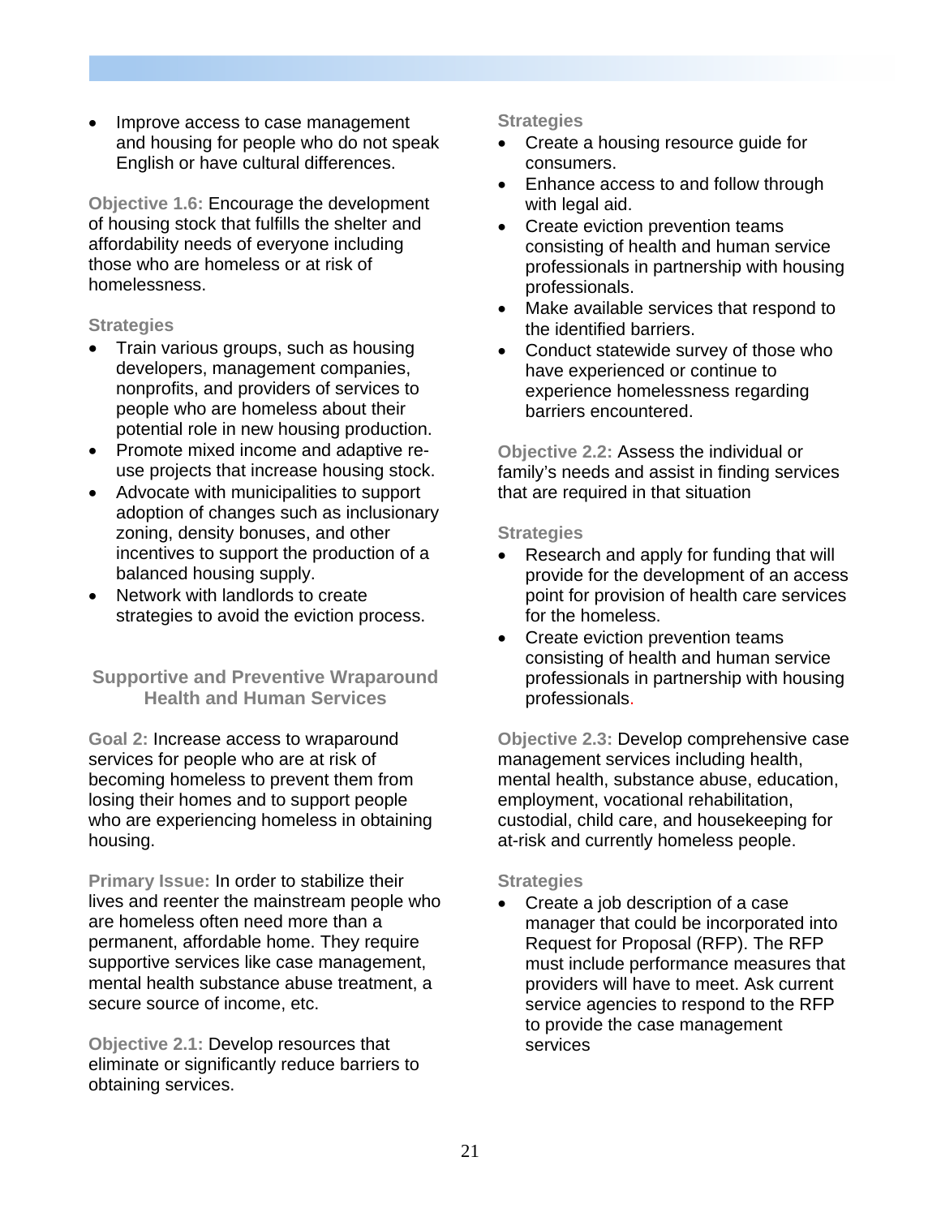- Improve access to case management and housing for people who do not speak English or have cultural differences.

**Objective 1.6:** Encourage the development of housing stock that fulfills the shelter and affordability needs of everyone including those who are homeless or at risk of homelessness.

**Strategies**

- Train various groups, such as housing developers, management companies, nonprofits, and providers of services to people who are homeless about their potential role in new housing production.
- Promote mixed income and adaptive re-use projects that increase housing stock.
- Advocate with municipalities to support adoption of changes such as inclusionary zoning, density bonuses, and other incentives to support the production of a balanced housing supply.
- Network with landlords to create strategies to avoid the eviction process.

## Supportive and Preventive Wraparound Health and Human Services

**Goal 2:** Increase access to wraparound services for people who are at risk of becoming homeless to prevent them from losing their homes and to support people who are experiencing homeless in obtaining housing.

**Primary Issue:** In order to stabilize their lives and reenter the mainstream people who are homeless often need more than a permanent, affordable home. They require supportive services like case management, mental health substance abuse treatment, a secure source of income, etc.

**Objective 2.1:** Develop resources that eliminate or significantly reduce barriers to obtaining services.

**Strategies**

- Create a housing resource guide for consumers.
- Enhance access to and follow through with legal aid.
- Create eviction prevention teams consisting of health and human service professionals in partnership with housing professionals.
- Make available services that respond to the identified barriers.
- Conduct statewide survey of those who have experienced or continue to experience homelessness regarding barriers encountered.

**Objective 2.2:** Assess the individual or family's needs and assist in finding services that are required in that situation

**Strategies**

- Research and apply for funding that will provide for the development of an access point for provision of health care services for the homeless.
- Create eviction prevention teams consisting of health and human service professionals in partnership with housing professionals.

**Objective 2.3:** Develop comprehensive case management services including health, mental health, substance abuse, education, employment, vocational rehabilitation, custodial, child care, and housekeeping for at-risk and currently homeless people.

**Strategies**

- Create a job description of a case manager that could be incorporated into Request for Proposal (RFP). The RFP must include performance measures that providers will have to meet. Ask current service agencies to respond to the RFP to provide the case management services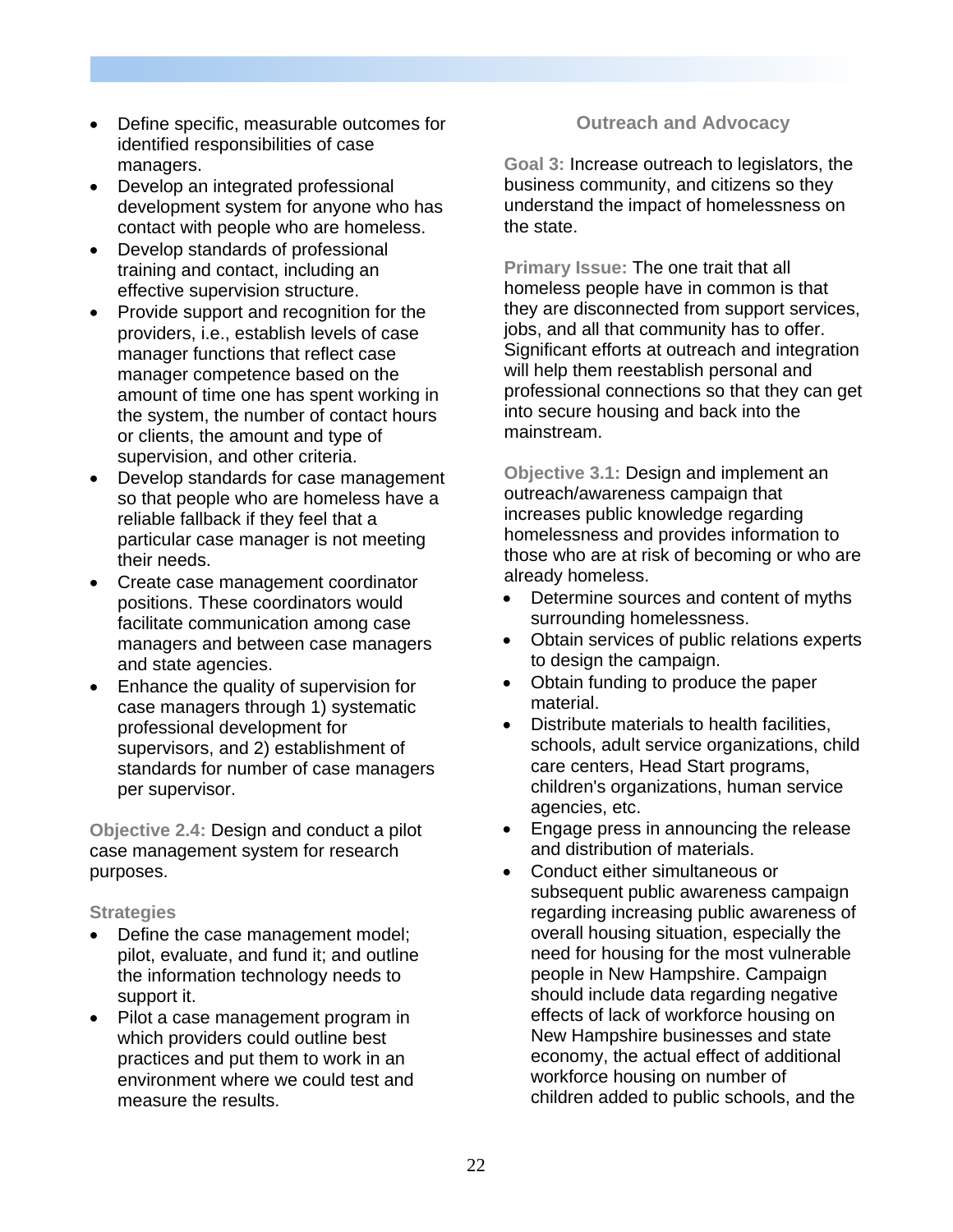- Define specific, measurable outcomes for identified responsibilities of case managers.
- Develop an integrated professional development system for anyone who has contact with people who are homeless.
- Develop standards of professional training and contact, including an effective supervision structure.
- Provide support and recognition for the providers, i.e., establish levels of case manager functions that reflect case manager competence based on the amount of time one has spent working in the system, the number of contact hours or clients, the amount and type of supervision, and other criteria.
- Develop standards for case management so that people who are homeless have a reliable fallback if they feel that a particular case manager is not meeting their needs.
- Create case management coordinator positions. These coordinators would facilitate communication among case managers and between case managers and state agencies.
- Enhance the quality of supervision for case managers through 1) systematic professional development for supervisors, and 2) establishment of standards for number of case managers per supervisor.

**Objective 2.4:** Design and conduct a pilot case management system for research purposes.

**Strategies**

- Define the case management model; pilot, evaluate, and fund it; and outline the information technology needs to support it.
- Pilot a case management program in which providers could outline best practices and put them to work in an environment where we could test and measure the results.

## Outreach and Advocacy

**Goal 3:** Increase outreach to legislators, the business community, and citizens so they understand the impact of homelessness on the state.

**Primary Issue:** The one trait that all homeless people have in common is that they are disconnected from support services, jobs, and all that community has to offer. Significant efforts at outreach and integration will help them reestablish personal and professional connections so that they can get into secure housing and back into the mainstream.

**Objective 3.1:** Design and implement an outreach/awareness campaign that increases public knowledge regarding homelessness and provides information to those who are at risk of becoming or who are already homeless.

- Determine sources and content of myths surrounding homelessness.
- Obtain services of public relations experts to design the campaign.
- Obtain funding to produce the paper material.
- Distribute materials to health facilities, schools, adult service organizations, child care centers, Head Start programs, children's organizations, human service agencies, etc.
- Engage press in announcing the release and distribution of materials.
- Conduct either simultaneous or subsequent public awareness campaign regarding increasing public awareness of overall housing situation, especially the need for housing for the most vulnerable people in New Hampshire. Campaign should include data regarding negative effects of lack of workforce housing on New Hampshire businesses and state economy, the actual effect of additional workforce housing on number of children added to public schools, and the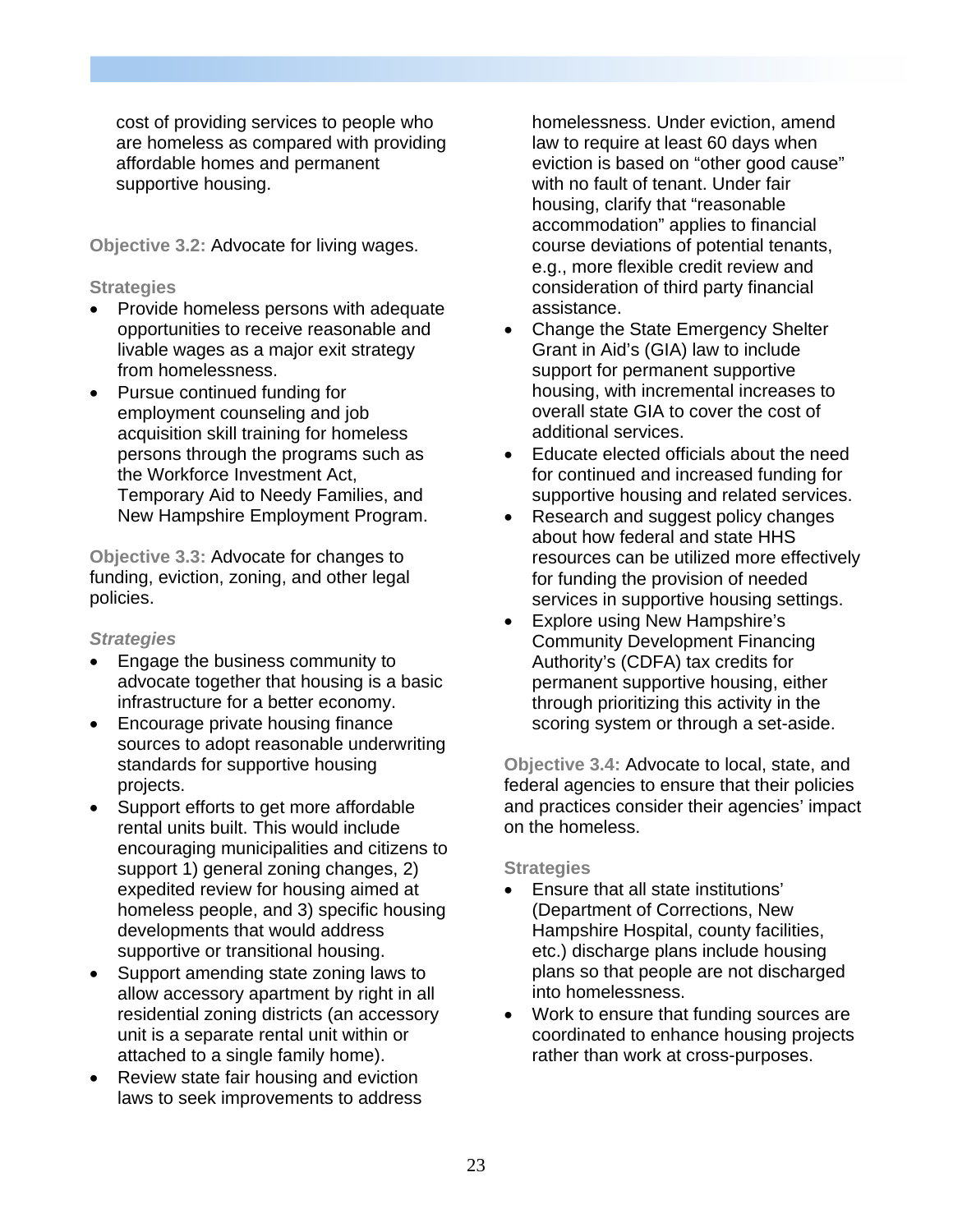cost of providing services to people who are homeless as compared with providing affordable homes and permanent supportive housing.

**Objective 3.2:** Advocate for living wages.

**Strategies**

- Provide homeless persons with adequate opportunities to receive reasonable and livable wages as a major exit strategy from homelessness.
- Pursue continued funding for employment counseling and job acquisition skill training for homeless persons through the programs such as the Workforce Investment Act, Temporary Aid to Needy Families, and New Hampshire Employment Program.

**Objective 3.3:** Advocate for changes to funding, eviction, zoning, and other legal policies.

***Strategies***

- Engage the business community to advocate together that housing is a basic infrastructure for a better economy.
- Encourage private housing finance sources to adopt reasonable underwriting standards for supportive housing projects.
- Support efforts to get more affordable rental units built. This would include encouraging municipalities and citizens to support 1) general zoning changes, 2) expedited review for housing aimed at homeless people, and 3) specific housing developments that would address supportive or transitional housing.
- Support amending state zoning laws to allow accessory apartment by right in all residential zoning districts (an accessory unit is a separate rental unit within or attached to a single family home).
- Review state fair housing and eviction laws to seek improvements to address homelessness. Under eviction, amend law to require at least 60 days when eviction is based on "other good cause" with no fault of tenant. Under fair housing, clarify that "reasonable accommodation" applies to financial course deviations of potential tenants, e.g., more flexible credit review and consideration of third party financial assistance.
- Change the State Emergency Shelter Grant in Aid's (GIA) law to include support for permanent supportive housing, with incremental increases to overall state GIA to cover the cost of additional services.
- Educate elected officials about the need for continued and increased funding for supportive housing and related services.
- Research and suggest policy changes about how federal and state HHS resources can be utilized more effectively for funding the provision of needed services in supportive housing settings.
- Explore using New Hampshire's Community Development Financing Authority's (CDFA) tax credits for permanent supportive housing, either through prioritizing this activity in the scoring system or through a set-aside.

**Objective 3.4:** Advocate to local, state, and federal agencies to ensure that their policies and practices consider their agencies' impact on the homeless.

**Strategies**

- Ensure that all state institutions' (Department of Corrections, New Hampshire Hospital, county facilities, etc.) discharge plans include housing plans so that people are not discharged into homelessness.
- Work to ensure that funding sources are coordinated to enhance housing projects rather than work at cross-purposes.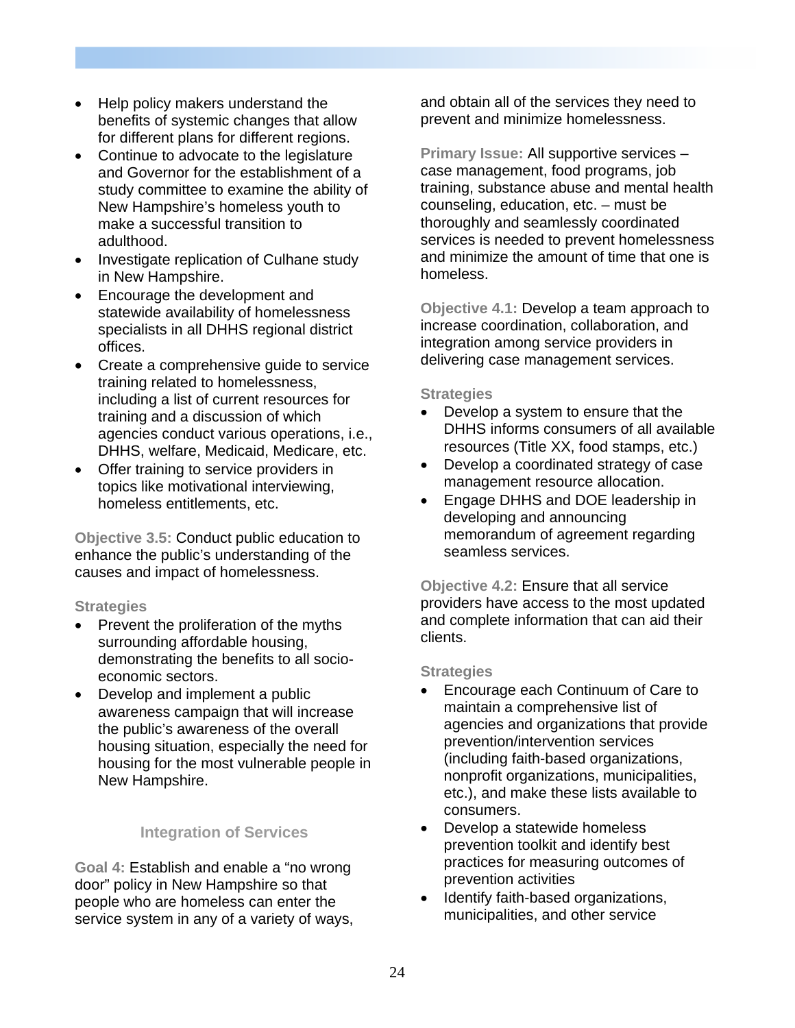- Help policy makers understand the benefits of systemic changes that allow for different plans for different regions.
- Continue to advocate to the legislature and Governor for the establishment of a study committee to examine the ability of New Hampshire's homeless youth to make a successful transition to adulthood.
- Investigate replication of Culhane study in New Hampshire.
- Encourage the development and statewide availability of homelessness specialists in all DHHS regional district offices.
- Create a comprehensive guide to service training related to homelessness, including a list of current resources for training and a discussion of which agencies conduct various operations, i.e., DHHS, welfare, Medicaid, Medicare, etc.
- Offer training to service providers in topics like motivational interviewing, homeless entitlements, etc.

**Objective 3.5:** Conduct public education to enhance the public's understanding of the causes and impact of homelessness.

**Strategies**

- Prevent the proliferation of the myths surrounding affordable housing, demonstrating the benefits to all socio-economic sectors.
- Develop and implement a public awareness campaign that will increase the public's awareness of the overall housing situation, especially the need for housing for the most vulnerable people in New Hampshire.

## Integration of Services

**Goal 4:** Establish and enable a "no wrong door" policy in New Hampshire so that people who are homeless can enter the service system in any of a variety of ways, and obtain all of the services they need to prevent and minimize homelessness.

**Primary Issue:** All supportive services – case management, food programs, job training, substance abuse and mental health counseling, education, etc. – must be thoroughly and seamlessly coordinated services is needed to prevent homelessness and minimize the amount of time that one is homeless.

**Objective 4.1:** Develop a team approach to increase coordination, collaboration, and integration among service providers in delivering case management services.

**Strategies**

- Develop a system to ensure that the DHHS informs consumers of all available resources (Title XX, food stamps, etc.)
- Develop a coordinated strategy of case management resource allocation.
- Engage DHHS and DOE leadership in developing and announcing memorandum of agreement regarding seamless services.

**Objective 4.2:** Ensure that all service providers have access to the most updated and complete information that can aid their clients.

**Strategies**

- Encourage each Continuum of Care to maintain a comprehensive list of agencies and organizations that provide prevention/intervention services (including faith-based organizations, nonprofit organizations, municipalities, etc.), and make these lists available to consumers.
- Develop a statewide homeless prevention toolkit and identify best practices for measuring outcomes of prevention activities
- Identify faith-based organizations, municipalities, and other service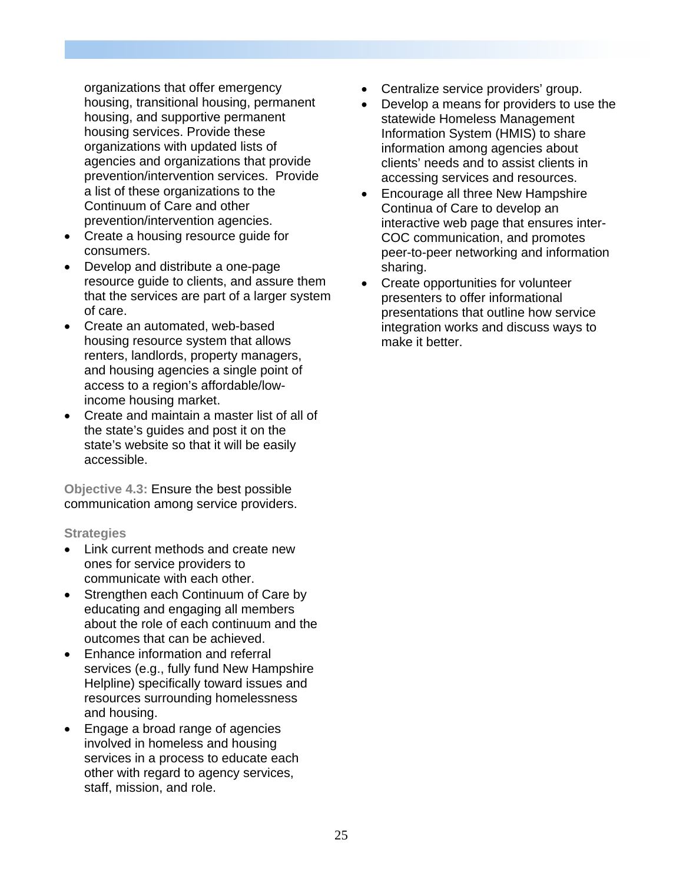organizations that offer emergency housing, transitional housing, permanent housing, and supportive permanent housing services. Provide these organizations with updated lists of agencies and organizations that provide prevention/intervention services. Provide a list of these organizations to the Continuum of Care and other prevention/intervention agencies.

- Create a housing resource guide for consumers.
- Develop and distribute a one-page resource guide to clients, and assure them that the services are part of a larger system of care.
- Create an automated, web-based housing resource system that allows renters, landlords, property managers, and housing agencies a single point of access to a region's affordable/low-income housing market.
- Create and maintain a master list of all of the state's guides and post it on the state's website so that it will be easily accessible.

**Objective 4.3:** Ensure the best possible communication among service providers.

**Strategies**

- Link current methods and create new ones for service providers to communicate with each other.
- Strengthen each Continuum of Care by educating and engaging all members about the role of each continuum and the outcomes that can be achieved.
- Enhance information and referral services (e.g., fully fund New Hampshire Helpline) specifically toward issues and resources surrounding homelessness and housing.
- Engage a broad range of agencies involved in homeless and housing services in a process to educate each other with regard to agency services, staff, mission, and role.
- Centralize service providers' group.
- Develop a means for providers to use the statewide Homeless Management Information System (HMIS) to share information among agencies about clients' needs and to assist clients in accessing services and resources.
- Encourage all three New Hampshire Continua of Care to develop an interactive web page that ensures inter-COC communication, and promotes peer-to-peer networking and information sharing.
- Create opportunities for volunteer presenters to offer informational presentations that outline how service integration works and discuss ways to make it better.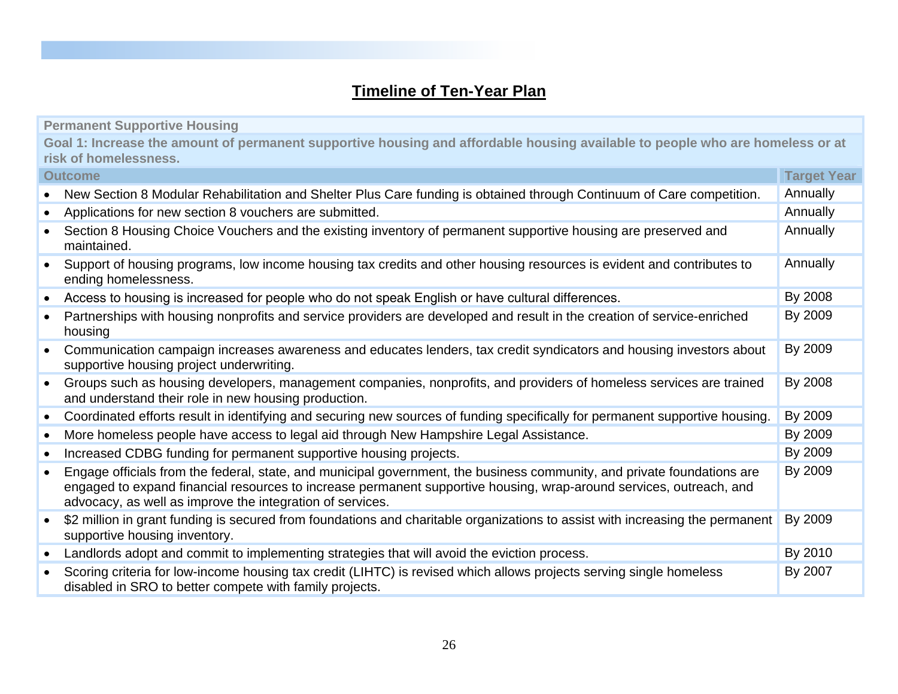## Timeline of Ten-Year Plan

| Permanent Supportive Housing | |
|---|---|
| **Goal 1: Increase the amount of permanent supportive housing and affordable housing available to people who are homeless or at risk of homelessness.** | |
| **Outcome** | **Target Year** |
| • New Section 8 Modular Rehabilitation and Shelter Plus Care funding is obtained through Continuum of Care competition. | Annually |
| • Applications for new section 8 vouchers are submitted. | Annually |
| • Section 8 Housing Choice Vouchers and the existing inventory of permanent supportive housing are preserved and maintained. | Annually |
| • Support of housing programs, low income housing tax credits and other housing resources is evident and contributes to ending homelessness. | Annually |
| • Access to housing is increased for people who do not speak English or have cultural differences. | By 2008 |
| • Partnerships with housing nonprofits and service providers are developed and result in the creation of service-enriched housing | By 2009 |
| • Communication campaign increases awareness and educates lenders, tax credit syndicators and housing investors about supportive housing project underwriting. | By 2009 |
| • Groups such as housing developers, management companies, nonprofits, and providers of homeless services are trained and understand their role in new housing production. | By 2008 |
| • Coordinated efforts result in identifying and securing new sources of funding specifically for permanent supportive housing. | By 2009 |
| • More homeless people have access to legal aid through New Hampshire Legal Assistance. | By 2009 |
| • Increased CDBG funding for permanent supportive housing projects. | By 2009 |
| • Engage officials from the federal, state, and municipal government, the business community, and private foundations are engaged to expand financial resources to increase permanent supportive housing, wrap-around services, outreach, and advocacy, as well as improve the integration of services. | By 2009 |
| • $2 million in grant funding is secured from foundations and charitable organizations to assist with increasing the permanent supportive housing inventory. | By 2009 |
| • Landlords adopt and commit to implementing strategies that will avoid the eviction process. | By 2010 |
| • Scoring criteria for low-income housing tax credit (LIHTC) is revised which allows projects serving single homeless disabled in SRO to better compete with family projects. | By 2007 |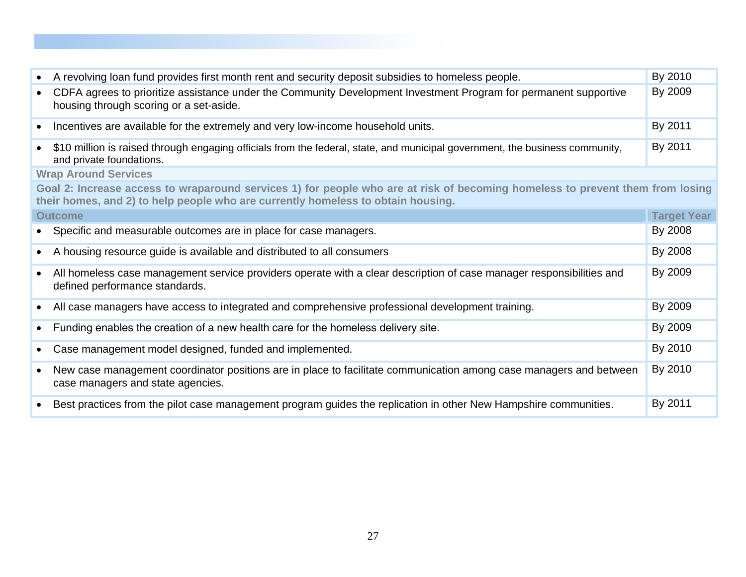| Outcome | Target Year |
|---|---|
| • A revolving loan fund provides first month rent and security deposit subsidies to homeless people. | By 2010 |
| • CDFA agrees to prioritize assistance under the Community Development Investment Program for permanent supportive housing through scoring or a set-aside. | By 2009 |
| • Incentives are available for the extremely and very low-income household units. | By 2011 |
| • $10 million is raised through engaging officials from the federal, state, and municipal government, the business community, and private foundations. | By 2011 |

**Wrap Around Services**

**Goal 2: Increase access to wraparound services 1) for people who are at risk of becoming homeless to prevent them from losing their homes, and 2) to help people who are currently homeless to obtain housing.**

| Outcome | Target Year |
|---|---|
| • Specific and measurable outcomes are in place for case managers. | By 2008 |
| • A housing resource guide is available and distributed to all consumers | By 2008 |
| • All homeless case management service providers operate with a clear description of case manager responsibilities and defined performance standards. | By 2009 |
| • All case managers have access to integrated and comprehensive professional development training. | By 2009 |
| • Funding enables the creation of a new health care for the homeless delivery site. | By 2009 |
| • Case management model designed, funded and implemented. | By 2010 |
| • New case management coordinator positions are in place to facilitate communication among case managers and between case managers and state agencies. | By 2010 |
| • Best practices from the pilot case management program guides the replication in other New Hampshire communities. | By 2011 |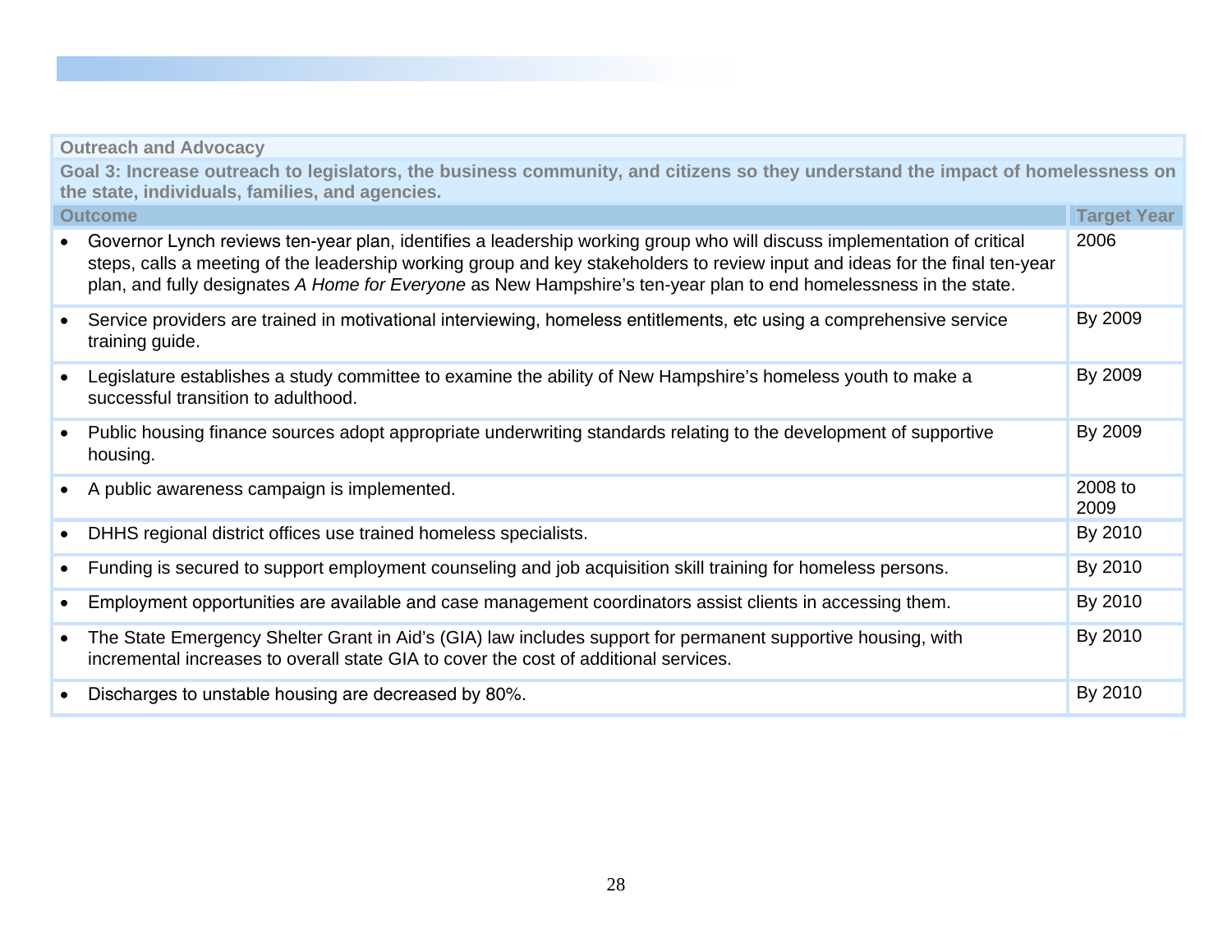| Outreach and Advocacy | |
|---|---|
| **Goal 3: Increase outreach to legislators, the business community, and citizens so they understand the impact of homelessness on the state, individuals, families, and agencies.** | |
| **Outcome** | **Target Year** |
| • Governor Lynch reviews ten-year plan, identifies a leadership working group who will discuss implementation of critical steps, calls a meeting of the leadership working group and key stakeholders to review input and ideas for the final ten-year plan, and fully designates *A Home for Everyone* as New Hampshire's ten-year plan to end homelessness in the state. | 2006 |
| • Service providers are trained in motivational interviewing, homeless entitlements, etc using a comprehensive service training guide. | By 2009 |
| • Legislature establishes a study committee to examine the ability of New Hampshire's homeless youth to make a successful transition to adulthood. | By 2009 |
| • Public housing finance sources adopt appropriate underwriting standards relating to the development of supportive housing. | By 2009 |
| • A public awareness campaign is implemented. | 2008 to 2009 |
| • DHHS regional district offices use trained homeless specialists. | By 2010 |
| • Funding is secured to support employment counseling and job acquisition skill training for homeless persons. | By 2010 |
| • Employment opportunities are available and case management coordinators assist clients in accessing them. | By 2010 |
| • The State Emergency Shelter Grant in Aid's (GIA) law includes support for permanent supportive housing, with incremental increases to overall state GIA to cover the cost of additional services. | By 2010 |
| • Discharges to unstable housing are decreased by 80%. | By 2010 |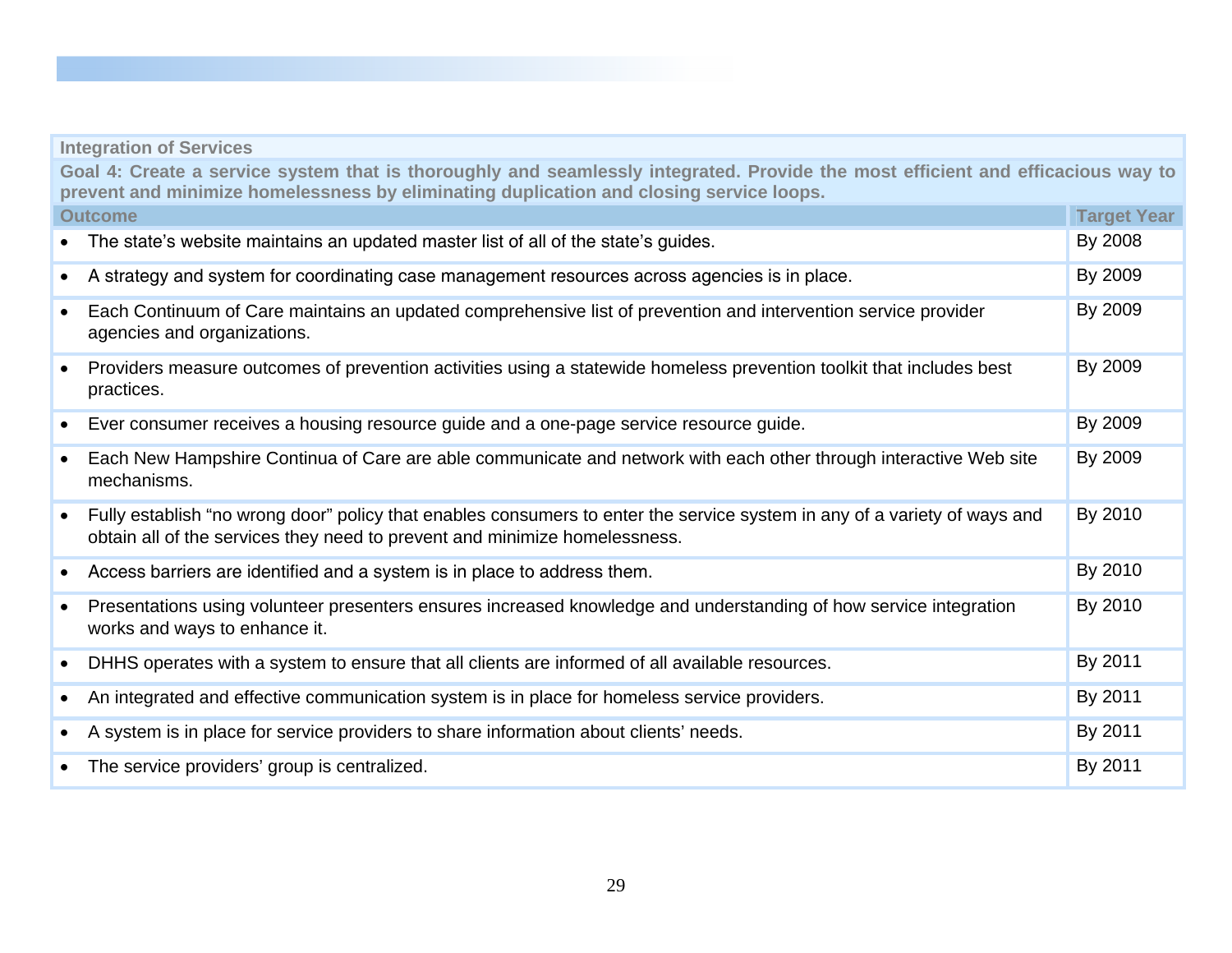| Integration of Services | |
|---|---|
| **Goal 4: Create a service system that is thoroughly and seamlessly integrated. Provide the most efficient and efficacious way to prevent and minimize homelessness by eliminating duplication and closing service loops.** | |
| **Outcome** | **Target Year** |
| • The state's website maintains an updated master list of all of the state's guides. | By 2008 |
| • A strategy and system for coordinating case management resources across agencies is in place. | By 2009 |
| • Each Continuum of Care maintains an updated comprehensive list of prevention and intervention service provider agencies and organizations. | By 2009 |
| • Providers measure outcomes of prevention activities using a statewide homeless prevention toolkit that includes best practices. | By 2009 |
| • Ever consumer receives a housing resource guide and a one-page service resource guide. | By 2009 |
| • Each New Hampshire Continua of Care are able communicate and network with each other through interactive Web site mechanisms. | By 2009 |
| • Fully establish "no wrong door" policy that enables consumers to enter the service system in any of a variety of ways and obtain all of the services they need to prevent and minimize homelessness. | By 2010 |
| • Access barriers are identified and a system is in place to address them. | By 2010 |
| • Presentations using volunteer presenters ensures increased knowledge and understanding of how service integration works and ways to enhance it. | By 2010 |
| • DHHS operates with a system to ensure that all clients are informed of all available resources. | By 2011 |
| • An integrated and effective communication system is in place for homeless service providers. | By 2011 |
| • A system is in place for service providers to share information about clients' needs. | By 2011 |
| • The service providers' group is centralized. | By 2011 |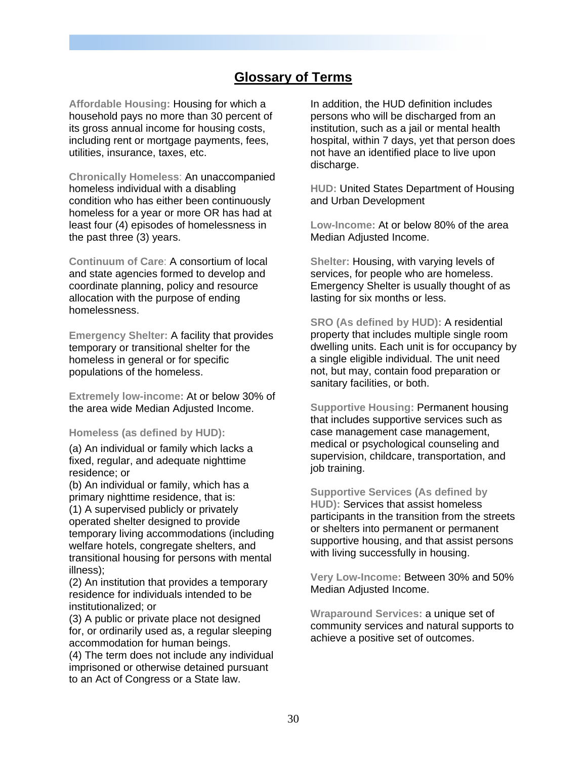## Glossary of Terms

**Affordable Housing:** Housing for which a household pays no more than 30 percent of its gross annual income for housing costs, including rent or mortgage payments, fees, utilities, insurance, taxes, etc.

**Chronically Homeless**: An unaccompanied homeless individual with a disabling condition who has either been continuously homeless for a year or more OR has had at least four (4) episodes of homelessness in the past three (3) years.

**Continuum of Care**: A consortium of local and state agencies formed to develop and coordinate planning, policy and resource allocation with the purpose of ending homelessness.

**Emergency Shelter:** A facility that provides temporary or transitional shelter for the homeless in general or for specific populations of the homeless.

**Extremely low-income:** At or below 30% of the area wide Median Adjusted Income.

**Homeless (as defined by HUD):**

(a) An individual or family which lacks a fixed, regular, and adequate nighttime residence; or
(b) An individual or family, which has a primary nighttime residence, that is:
(1) A supervised publicly or privately operated shelter designed to provide temporary living accommodations (including welfare hotels, congregate shelters, and transitional housing for persons with mental illness);
(2) An institution that provides a temporary residence for individuals intended to be institutionalized; or
(3) A public or private place not designed for, or ordinarily used as, a regular sleeping accommodation for human beings.
(4) The term does not include any individual imprisoned or otherwise detained pursuant to an Act of Congress or a State law.

In addition, the HUD definition includes persons who will be discharged from an institution, such as a jail or mental health hospital, within 7 days, yet that person does not have an identified place to live upon discharge.

**HUD:** United States Department of Housing and Urban Development

**Low-Income:** At or below 80% of the area Median Adjusted Income.

**Shelter:** Housing, with varying levels of services, for people who are homeless. Emergency Shelter is usually thought of as lasting for six months or less.

**SRO (As defined by HUD):** A residential property that includes multiple single room dwelling units. Each unit is for occupancy by a single eligible individual. The unit need not, but may, contain food preparation or sanitary facilities, or both.

**Supportive Housing:** Permanent housing that includes supportive services such as case management case management, medical or psychological counseling and supervision, childcare, transportation, and job training.

**Supportive Services (As defined by HUD):** Services that assist homeless participants in the transition from the streets or shelters into permanent or permanent supportive housing, and that assist persons with living successfully in housing.

**Very Low-Income:** Between 30% and 50% Median Adjusted Income.

**Wraparound Services:** a unique set of community services and natural supports to achieve a positive set of outcomes.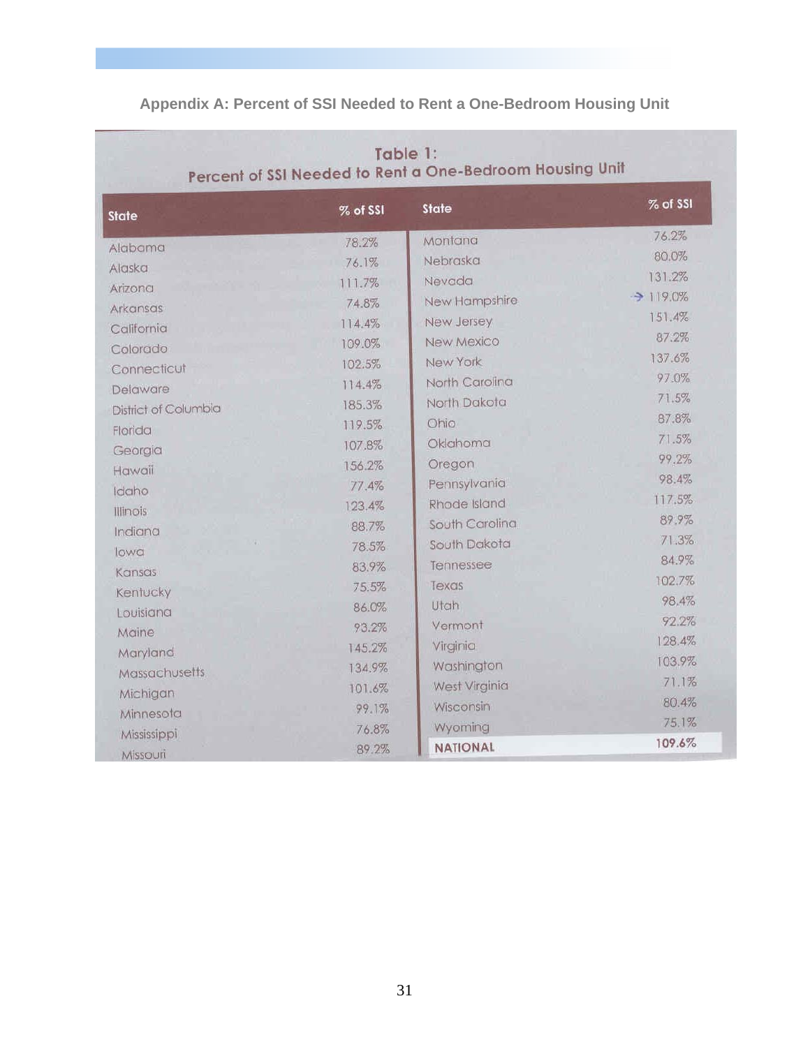## Appendix A: Percent of SSI Needed to Rent a One-Bedroom Housing Unit

**Table 1: Percent of SSI Needed to Rent a One-Bedroom Housing Unit**

| State | % of SSI | State | % of SSI |
|---|---|---|---|
| Alabama | 78.2% | Montana | 76.2% |
| Alaska | 76.1% | Nebraska | 80.0% |
| Arizona | 111.7% | Nevada | 131.2% |
| Arkansas | 74.8% | New Hampshire | → 119.0% |
| California | 114.4% | New Jersey | 151.4% |
| Colorado | 109.0% | New Mexico | 87.2% |
| Connecticut | 102.5% | New York | 137.6% |
| Delaware | 114.4% | North Carolina | 97.0% |
| District of Columbia | 185.3% | North Dakota | 71.5% |
| Florida | 119.5% | Ohio | 87.8% |
| Georgia | 107.8% | Oklahoma | 71.5% |
| Hawaii | 156.2% | Oregon | 99.2% |
| Idaho | 77.4% | Pennsylvania | 98.4% |
| Illinois | 123.4% | Rhode Island | 117.5% |
| Indiana | 88.7% | South Carolina | 89.9% |
| Iowa | 78.5% | South Dakota | 71.3% |
| Kansas | 83.9% | Tennessee | 84.9% |
| Kentucky | 75.5% | Texas | 102.7% |
| Louisiana | 86.0% | Utah | 98.4% |
| Maine | 93.2% | Vermont | 92.2% |
| Maryland | 145.2% | Virginia | 128.4% |
| Massachusetts | 134.9% | Washington | 103.9% |
| Michigan | 101.6% | West Virginia | 71.1% |
| Minnesota | 99.1% | Wisconsin | 80.4% |
| Mississippi | 76.8% | Wyoming | 75.1% |
| Missouri | 89.2% | **NATIONAL** | **109.6%** |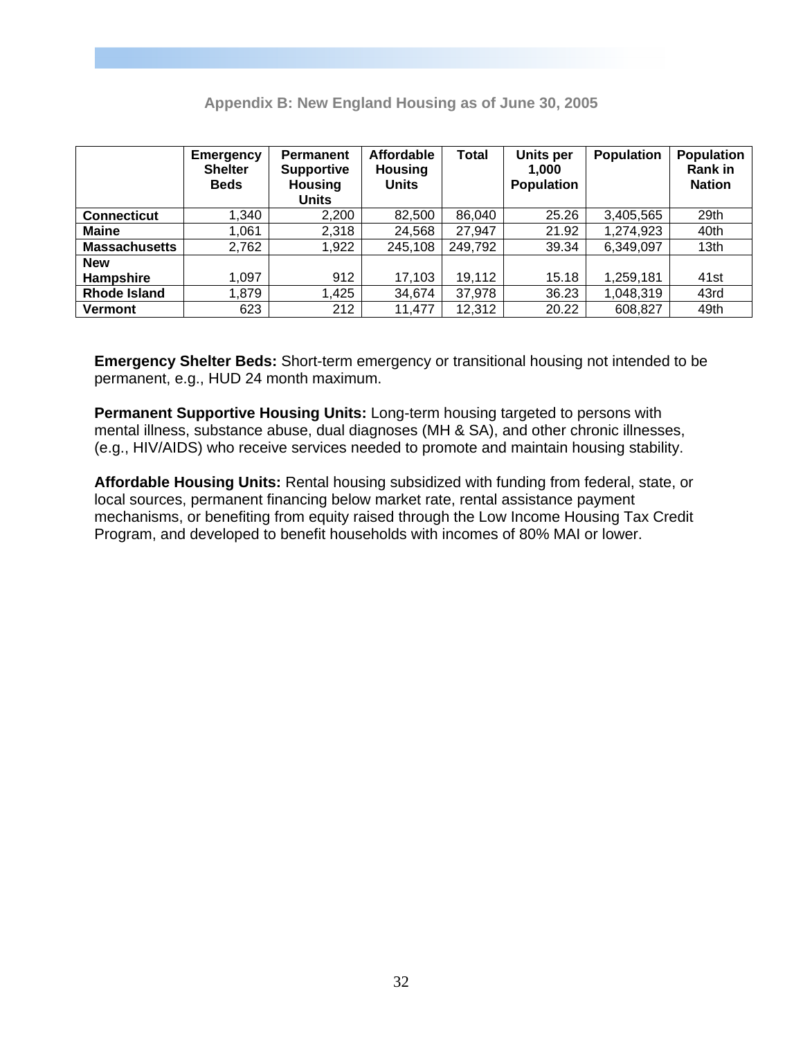## Appendix B: New England Housing as of June 30, 2005

| | Emergency Shelter Beds | Permanent Supportive Housing Units | Affordable Housing Units | Total | Units per 1,000 Population | Population | Population Rank in Nation |
|---|---|---|---|---|---|---|---|
| **Connecticut** | 1,340 | 2,200 | 82,500 | 86,040 | 25.26 | 3,405,565 | 29th |
| **Maine** | 1,061 | 2,318 | 24,568 | 27,947 | 21.92 | 1,274,923 | 40th |
| **Massachusetts** | 2,762 | 1,922 | 245,108 | 249,792 | 39.34 | 6,349,097 | 13th |
| **New Hampshire** | 1,097 | 912 | 17,103 | 19,112 | 15.18 | 1,259,181 | 41st |
| **Rhode Island** | 1,879 | 1,425 | 34,674 | 37,978 | 36.23 | 1,048,319 | 43rd |
| **Vermont** | 623 | 212 | 11,477 | 12,312 | 20.22 | 608,827 | 49th |

**Emergency Shelter Beds:** Short-term emergency or transitional housing not intended to be permanent, e.g., HUD 24 month maximum.

**Permanent Supportive Housing Units:** Long-term housing targeted to persons with mental illness, substance abuse, dual diagnoses (MH & SA), and other chronic illnesses, (e.g., HIV/AIDS) who receive services needed to promote and maintain housing stability.

**Affordable Housing Units:** Rental housing subsidized with funding from federal, state, or local sources, permanent financing below market rate, rental assistance payment mechanisms, or benefiting from equity raised through the Low Income Housing Tax Credit Program, and developed to benefit households with incomes of 80% MAI or lower.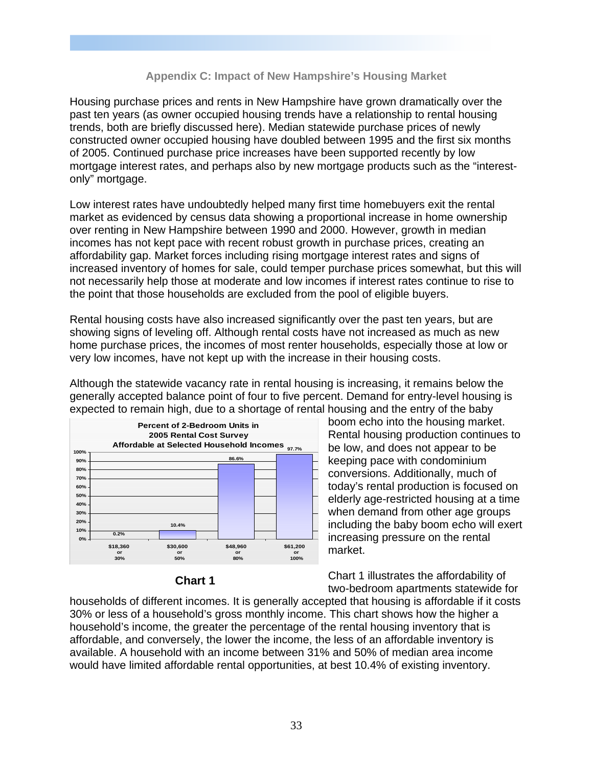## Appendix C: Impact of New Hampshire's Housing Market

Housing purchase prices and rents in New Hampshire have grown dramatically over the past ten years (as owner occupied housing trends have a relationship to rental housing trends, both are briefly discussed here). Median statewide purchase prices of newly constructed owner occupied housing have doubled between 1995 and the first six months of 2005. Continued purchase price increases have been supported recently by low mortgage interest rates, and perhaps also by new mortgage products such as the "interest-only" mortgage.

Low interest rates have undoubtedly helped many first time homebuyers exit the rental market as evidenced by census data showing a proportional increase in home ownership over renting in New Hampshire between 1990 and 2000. However, growth in median incomes has not kept pace with recent robust growth in purchase prices, creating an affordability gap. Market forces including rising mortgage interest rates and signs of increased inventory of homes for sale, could temper purchase prices somewhat, but this will not necessarily help those at moderate and low incomes if interest rates continue to rise to the point that those households are excluded from the pool of eligible buyers.

Rental housing costs have also increased significantly over the past ten years, but are showing signs of leveling off. Although rental costs have not increased as much as new home purchase prices, the incomes of most renter households, especially those at low or very low incomes, have not kept up with the increase in their housing costs.

Although the statewide vacancy rate in rental housing is increasing, it remains below the generally accepted balance point of four to five percent. Demand for entry-level housing is expected to remain high, due to a shortage of rental housing and the entry of the baby boom echo into the housing market. Rental housing production continues to be low, and does not appear to be keeping pace with condominium conversions. Additionally, much of today's rental production is focused on elderly age-restricted housing at a time when demand from other age groups including the baby boom echo will exert increasing pressure on the rental market.

**Percent of 2-Bedroom Units in 2005 Rental Cost Survey Affordable at Selected Household Incomes**

| Household Income | Percent Affordable |
|---|---|
| $18,360 or 30% | 0.2% |
| $30,600 or 50% | 10.4% |
| $48,960 or 80% | 86.6% |
| $61,200 or 100% | 97.7% |

**Chart 1**

Chart 1 illustrates the affordability of two-bedroom apartments statewide for households of different incomes. It is generally accepted that housing is affordable if it costs 30% or less of a household's gross monthly income. This chart shows how the higher a household's income, the greater the percentage of the rental housing inventory that is affordable, and conversely, the lower the income, the less of an affordable inventory is available. A household with an income between 31% and 50% of median area income would have limited affordable rental opportunities, at best 10.4% of existing inventory.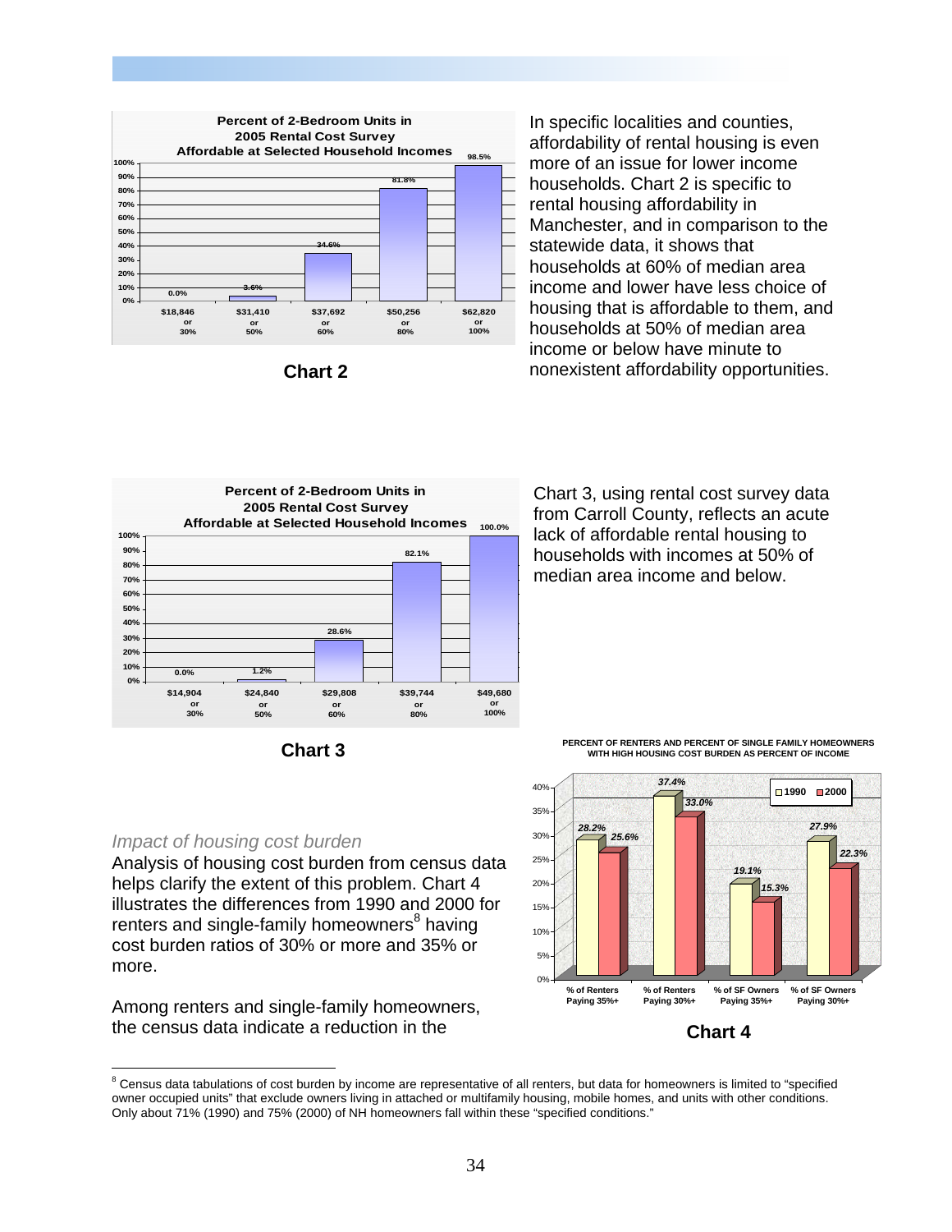**Percent of 2-Bedroom Units in 2005 Rental Cost Survey Affordable at Selected Household Incomes**

| Household Income | Percent Affordable |
|---|---|
| $18,846 or 30% | 0.0% |
| $31,410 or 50% | 3.6% |
| $37,692 or 60% | 34.6% |
| $50,256 or 80% | 81.8% |
| $62,820 or 100% | 98.5% |

**Chart 2**

In specific localities and counties, affordability of rental housing is even more of an issue for lower income households. Chart 2 is specific to rental housing affordability in Manchester, and in comparison to the statewide data, it shows that households at 60% of median area income and lower have less choice of housing that is affordable to them, and households at 50% of median area income or below have minute to nonexistent affordability opportunities.

**Percent of 2-Bedroom Units in 2005 Rental Cost Survey Affordable at Selected Household Incomes**

| Household Income | Percent Affordable |
|---|---|
| $14,904 or 30% | 0.0% |
| $24,840 or 50% | 1.2% |
| $29,808 or 60% | 28.6% |
| $39,744 or 80% | 82.1% |
| $49,680 or 100% | 100.0% |

**Chart 3**

Chart 3, using rental cost survey data from Carroll County, reflects an acute lack of affordable rental housing to households with incomes at 50% of median area income and below.

*Impact of housing cost burden*

Analysis of housing cost burden from census data helps clarify the extent of this problem. Chart 4 illustrates the differences from 1990 and 2000 for renters and single-family homeowners[8] having cost burden ratios of 30% or more and 35% or more.

Among renters and single-family homeowners, the census data indicate a reduction in the

**PERCENT OF RENTERS AND PERCENT OF SINGLE FAMILY HOMEOWNERS WITH HIGH HOUSING COST BURDEN AS PERCENT OF INCOME**

| | 1990 | 2000 |
|---|---|---|
| % of Renters Paying 35%+ | 28.2% | 25.6% |
| % of Renters Paying 30%+ | 37.4% | 33.0% |
| % of SF Owners Paying 35%+ | 19.1% | 15.3% |
| % of SF Owners Paying 30%+ | 27.9% | 22.3% |

**Chart 4**

---

[8] Census data tabulations of cost burden by income are representative of all renters, but data for homeowners is limited to "specified owner occupied units" that exclude owners living in attached or multifamily housing, mobile homes, and units with other conditions. Only about 71% (1990) and 75% (2000) of NH homeowners fall within these "specified conditions."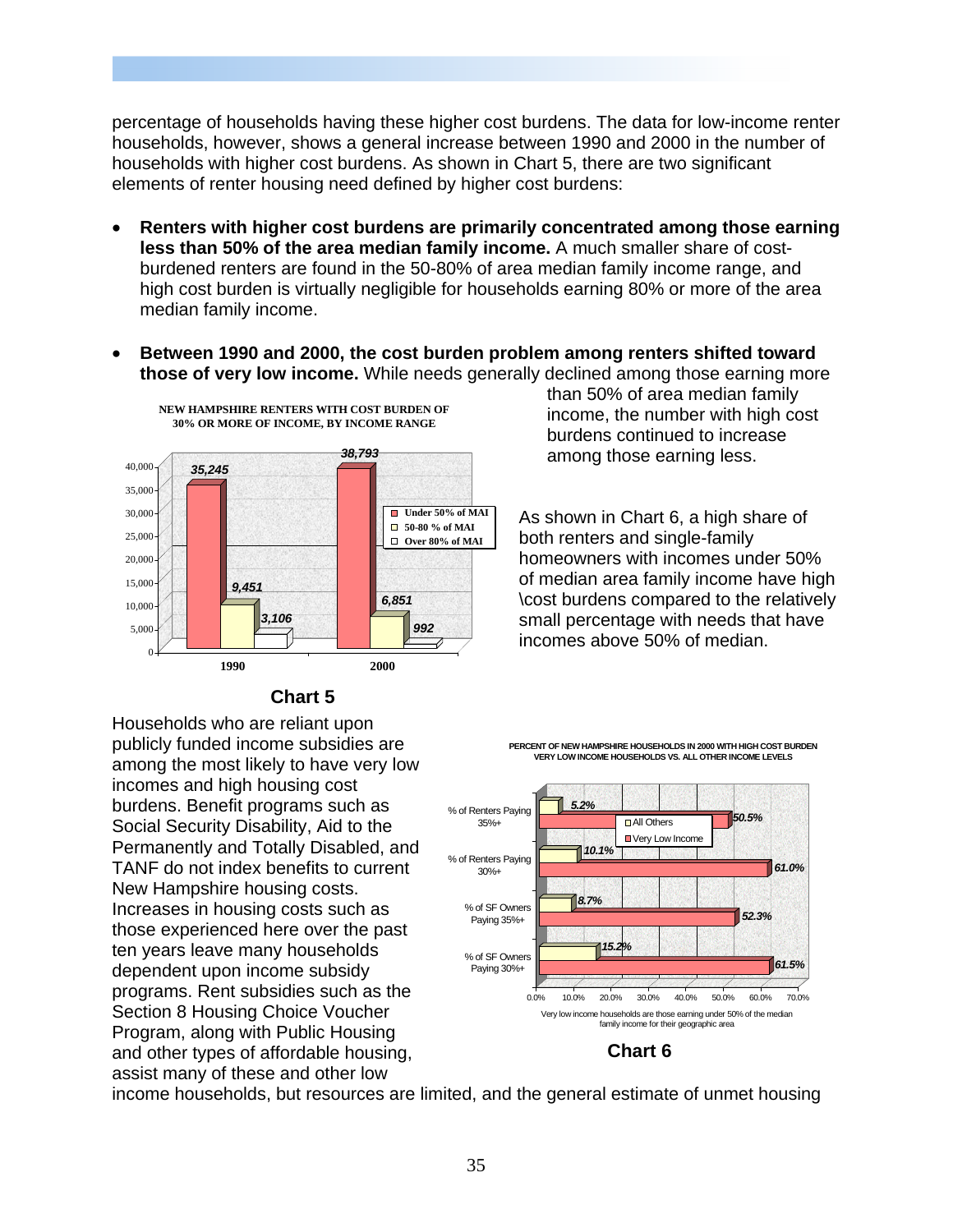percentage of households having these higher cost burdens. The data for low-income renter households, however, shows a general increase between 1990 and 2000 in the number of households with higher cost burdens. As shown in Chart 5, there are two significant elements of renter housing need defined by higher cost burdens:

- **Renters with higher cost burdens are primarily concentrated among those earning less than 50% of the area median family income.** A much smaller share of cost-burdened renters are found in the 50-80% of area median family income range, and high cost burden is virtually negligible for households earning 80% or more of the area median family income.

- **Between 1990 and 2000, the cost burden problem among renters shifted toward those of very low income.** While needs generally declined among those earning more than 50% of area median family income, the number with high cost burdens continued to increase among those earning less.

**NEW HAMPSHIRE RENTERS WITH COST BURDEN OF 30% OR MORE OF INCOME, BY INCOME RANGE**

| | 1990 | 2000 |
|---|---|---|
| Under 50% of MAI | 35,245 | 38,793 |
| 50-80 % of MAI | 9,451 | 6,851 |
| Over 80% of MAI | 3,106 | 992 |

**Chart 5**

As shown in Chart 6, a high share of both renters and single-family homeowners with incomes under 50% of median area family income have high \cost burdens compared to the relatively small percentage with needs that have incomes above 50% of median.

Households who are reliant upon publicly funded income subsidies are among the most likely to have very low incomes and high housing cost burdens. Benefit programs such as Social Security Disability, Aid to the Permanently and Totally Disabled, and TANF do not index benefits to current New Hampshire housing costs. Increases in housing costs such as those experienced here over the past ten years leave many households dependent upon income subsidy programs. Rent subsidies such as the Section 8 Housing Choice Voucher Program, along with Public Housing and other types of affordable housing, assist many of these and other low income households, but resources are limited, and the general estimate of unmet housing

**PERCENT OF NEW HAMPSHIRE HOUSEHOLDS IN 2000 WITH HIGH COST BURDEN VERY LOW INCOME HOUSEHOLDS VS. ALL OTHER INCOME LEVELS**

| | All Others | Very Low Income |
|---|---|---|
| % of Renters Paying 35%+ | 5.2% | 50.5% |
| % of Renters Paying 30%+ | 10.1% | 61.0% |
| % of SF Owners Paying 35%+ | 8.7% | 52.3% |
| % of SF Owners Paying 30%+ | 15.2% | 61.5% |

Very low income households are those earning under 50% of the median family income for their geographic area

**Chart 6**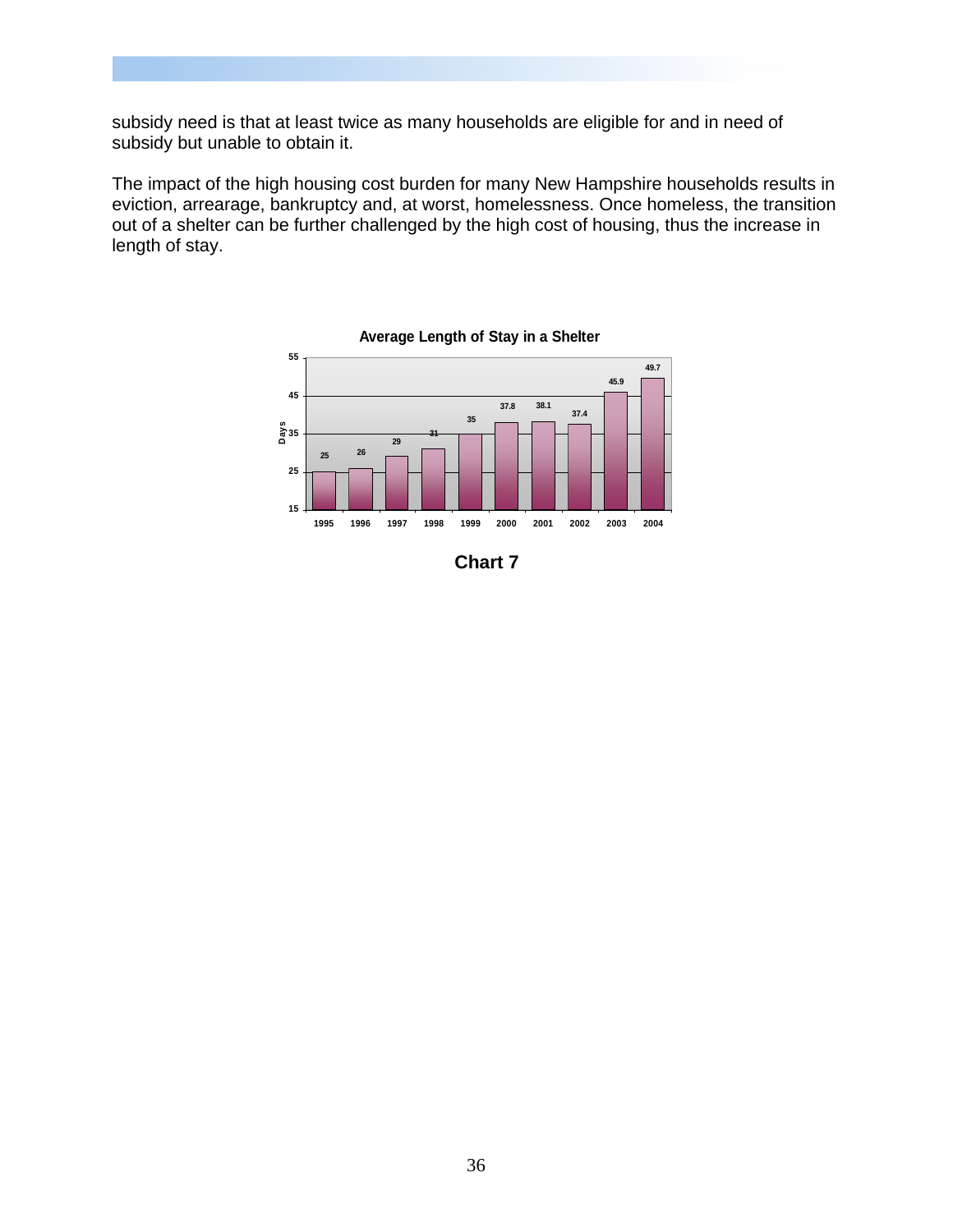subsidy need is that at least twice as many households are eligible for and in need of subsidy but unable to obtain it.

The impact of the high housing cost burden for many New Hampshire households results in eviction, arrearage, bankruptcy and, at worst, homelessness. Once homeless, the transition out of a shelter can be further challenged by the high cost of housing, thus the increase in length of stay.

**Average Length of Stay in a Shelter**

| Year | Days |
|---|---|
| 1995 | 25 |
| 1996 | 26 |
| 1997 | 29 |
| 1998 | 31 |
| 1999 | 35 |
| 2000 | 37.8 |
| 2001 | 38.1 |
| 2002 | 37.4 |
| 2003 | 45.9 |
| 2004 | 49.7 |

**Chart 7**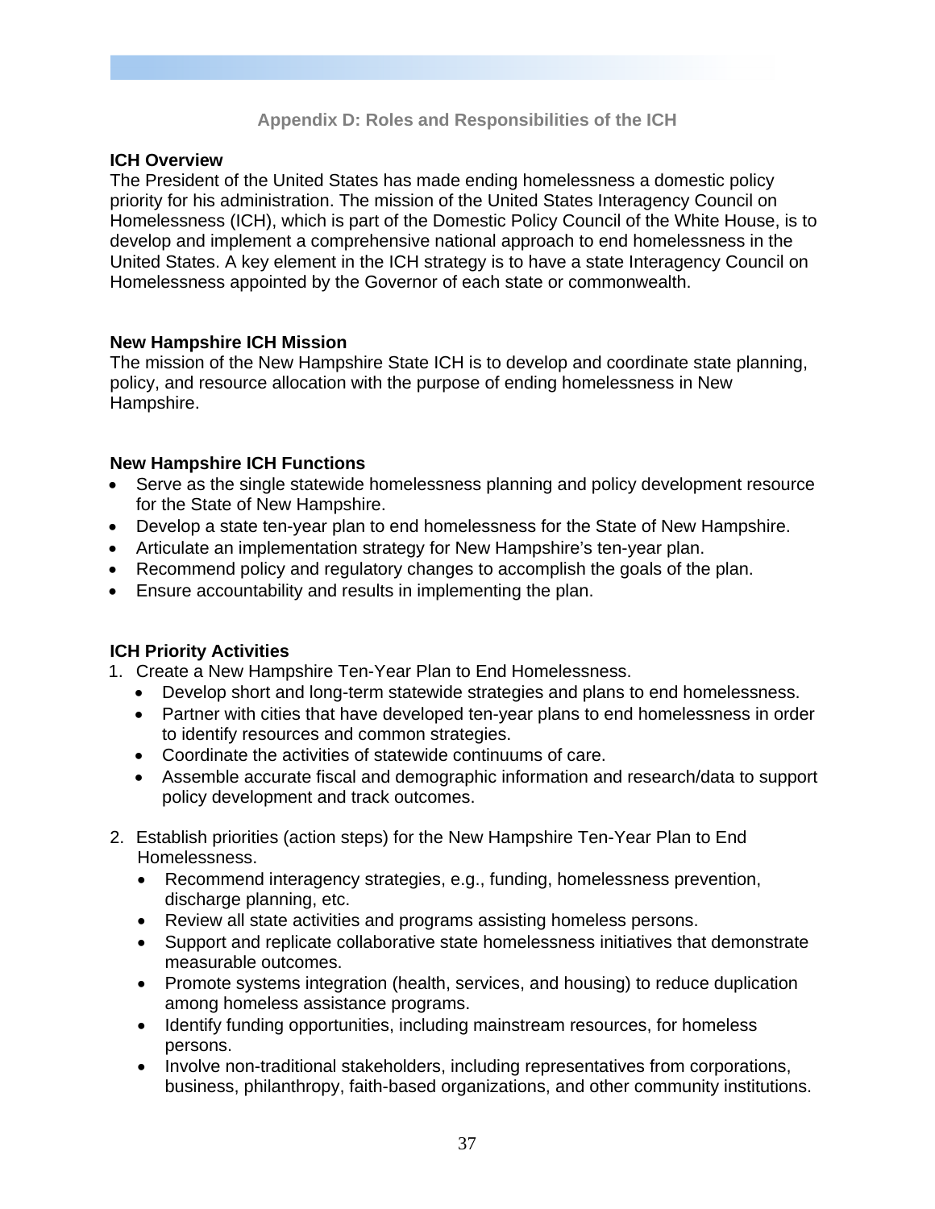## Appendix D: Roles and Responsibilities of the ICH

### ICH Overview

The President of the United States has made ending homelessness a domestic policy priority for his administration. The mission of the United States Interagency Council on Homelessness (ICH), which is part of the Domestic Policy Council of the White House, is to develop and implement a comprehensive national approach to end homelessness in the United States. A key element in the ICH strategy is to have a state Interagency Council on Homelessness appointed by the Governor of each state or commonwealth.

### New Hampshire ICH Mission

The mission of the New Hampshire State ICH is to develop and coordinate state planning, policy, and resource allocation with the purpose of ending homelessness in New Hampshire.

### New Hampshire ICH Functions

- Serve as the single statewide homelessness planning and policy development resource for the State of New Hampshire.
- Develop a state ten-year plan to end homelessness for the State of New Hampshire.
- Articulate an implementation strategy for New Hampshire's ten-year plan.
- Recommend policy and regulatory changes to accomplish the goals of the plan.
- Ensure accountability and results in implementing the plan.

### ICH Priority Activities

1. Create a New Hampshire Ten-Year Plan to End Homelessness.
   - Develop short and long-term statewide strategies and plans to end homelessness.
   - Partner with cities that have developed ten-year plans to end homelessness in order to identify resources and common strategies.
   - Coordinate the activities of statewide continuums of care.
   - Assemble accurate fiscal and demographic information and research/data to support policy development and track outcomes.
2. Establish priorities (action steps) for the New Hampshire Ten-Year Plan to End Homelessness.
   - Recommend interagency strategies, e.g., funding, homelessness prevention, discharge planning, etc.
   - Review all state activities and programs assisting homeless persons.
   - Support and replicate collaborative state homelessness initiatives that demonstrate measurable outcomes.
   - Promote systems integration (health, services, and housing) to reduce duplication among homeless assistance programs.
   - Identify funding opportunities, including mainstream resources, for homeless persons.
   - Involve non-traditional stakeholders, including representatives from corporations, business, philanthropy, faith-based organizations, and other community institutions.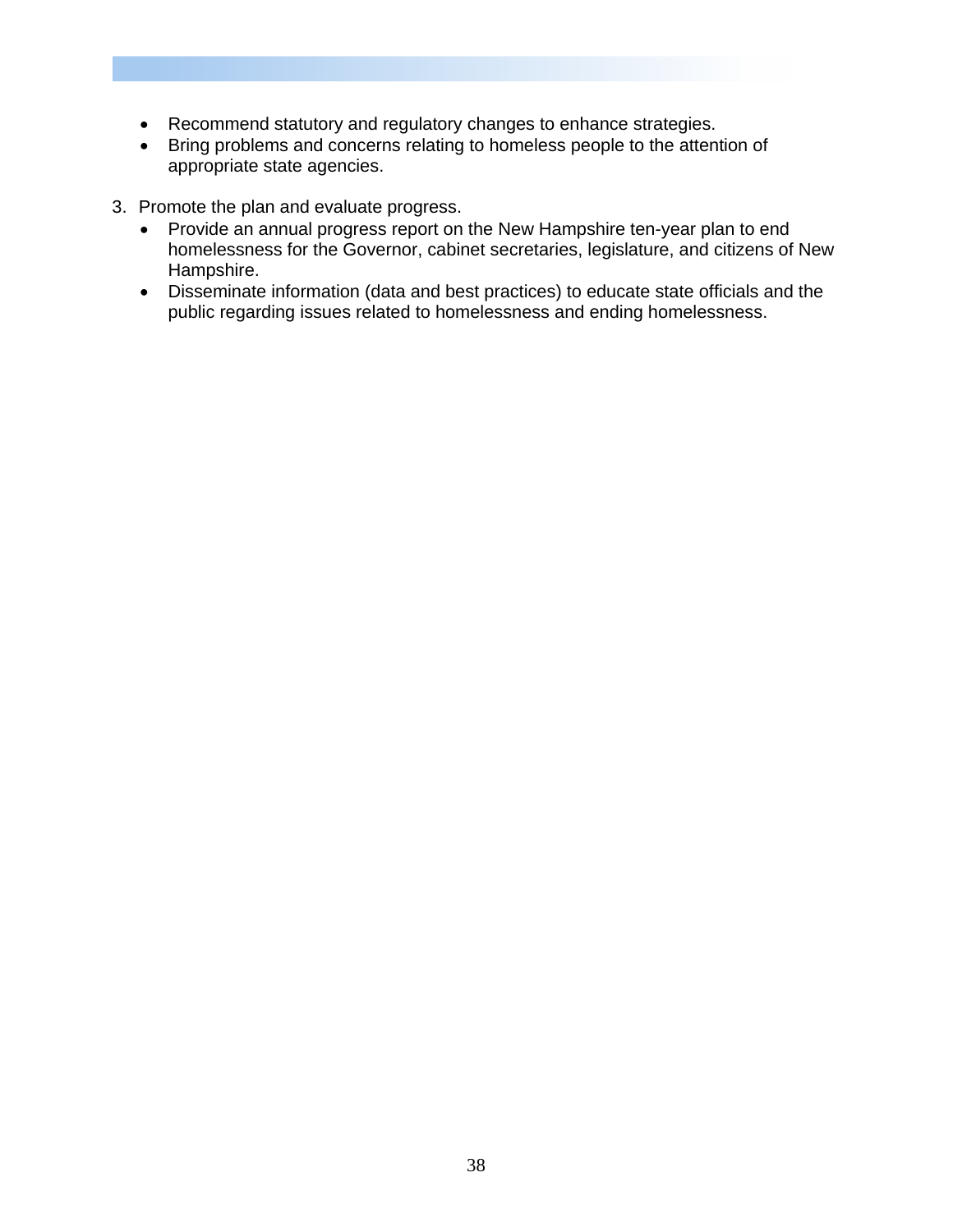- Recommend statutory and regulatory changes to enhance strategies.
- Bring problems and concerns relating to homeless people to the attention of appropriate state agencies.

3. Promote the plan and evaluate progress.
   - Provide an annual progress report on the New Hampshire ten-year plan to end homelessness for the Governor, cabinet secretaries, legislature, and citizens of New Hampshire.
   - Disseminate information (data and best practices) to educate state officials and the public regarding issues related to homelessness and ending homelessness.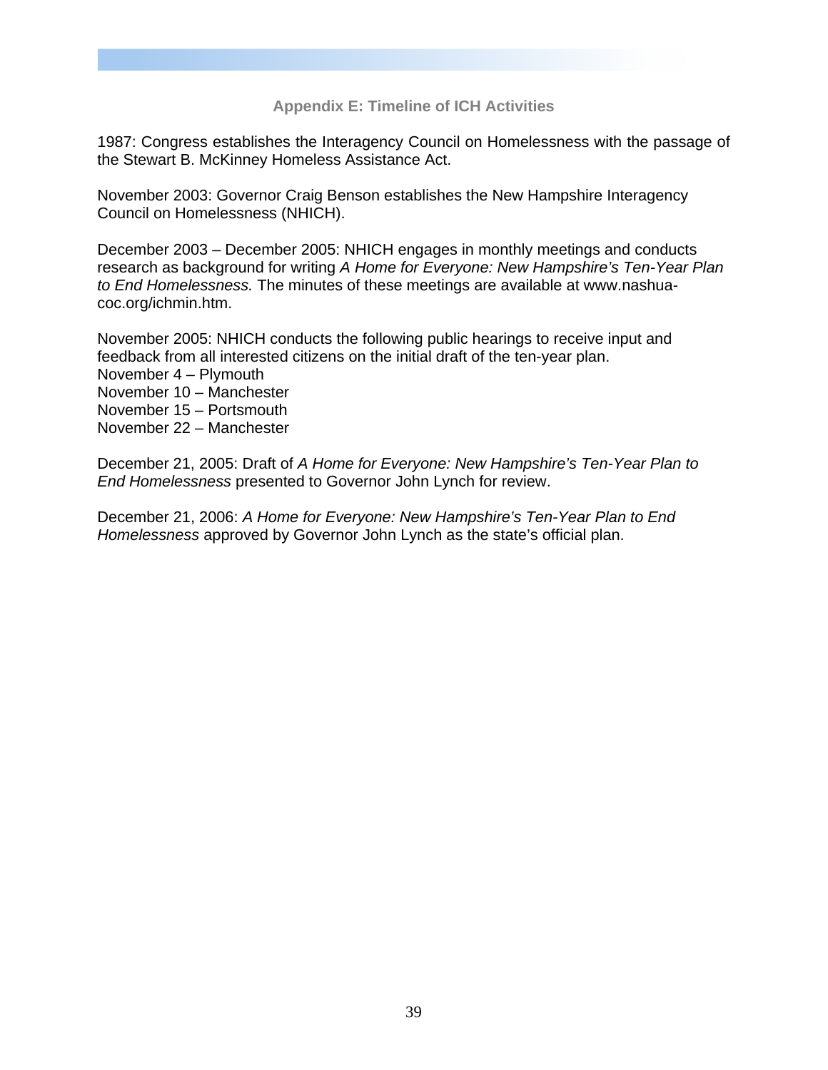## Appendix E: Timeline of ICH Activities

1987: Congress establishes the Interagency Council on Homelessness with the passage of the Stewart B. McKinney Homeless Assistance Act.

November 2003: Governor Craig Benson establishes the New Hampshire Interagency Council on Homelessness (NHICH).

December 2003 – December 2005: NHICH engages in monthly meetings and conducts research as background for writing *A Home for Everyone: New Hampshire's Ten-Year Plan to End Homelessness.* The minutes of these meetings are available at www.nashua-coc.org/ichmin.htm.

November 2005: NHICH conducts the following public hearings to receive input and feedback from all interested citizens on the initial draft of the ten-year plan.
November 4 – Plymouth
November 10 – Manchester
November 15 – Portsmouth
November 22 – Manchester

December 21, 2005: Draft of *A Home for Everyone: New Hampshire's Ten-Year Plan to End Homelessness* presented to Governor John Lynch for review.

December 21, 2006: *A Home for Everyone: New Hampshire's Ten-Year Plan to End Homelessness* approved by Governor John Lynch as the state's official plan.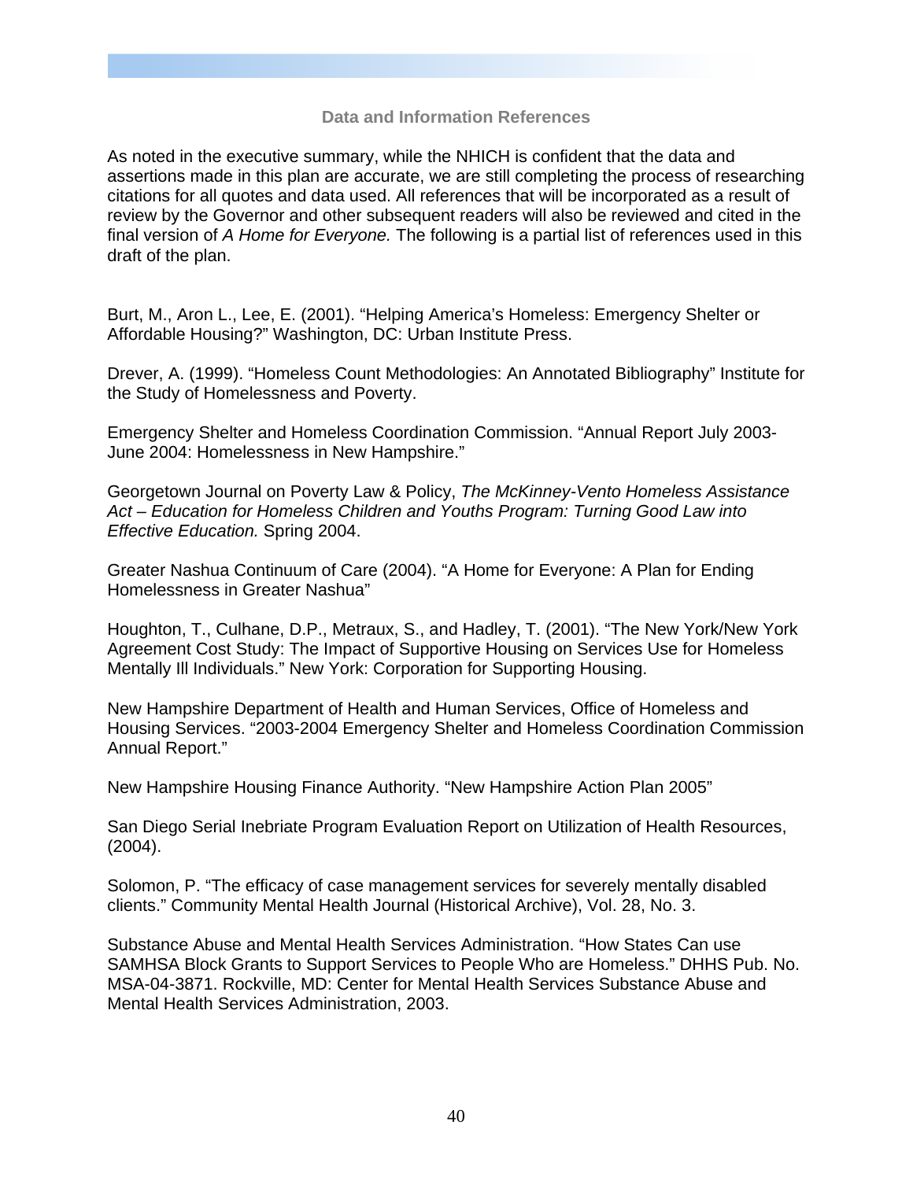## Data and Information References

As noted in the executive summary, while the NHICH is confident that the data and assertions made in this plan are accurate, we are still completing the process of researching citations for all quotes and data used. All references that will be incorporated as a result of review by the Governor and other subsequent readers will also be reviewed and cited in the final version of *A Home for Everyone.* The following is a partial list of references used in this draft of the plan.

Burt, M., Aron L., Lee, E. (2001). "Helping America's Homeless: Emergency Shelter or Affordable Housing?" Washington, DC: Urban Institute Press.

Drever, A. (1999). "Homeless Count Methodologies: An Annotated Bibliography" Institute for the Study of Homelessness and Poverty.

Emergency Shelter and Homeless Coordination Commission. "Annual Report July 2003-June 2004: Homelessness in New Hampshire."

Georgetown Journal on Poverty Law & Policy, *The McKinney-Vento Homeless Assistance Act – Education for Homeless Children and Youths Program: Turning Good Law into Effective Education.* Spring 2004.

Greater Nashua Continuum of Care (2004). "A Home for Everyone: A Plan for Ending Homelessness in Greater Nashua"

Houghton, T., Culhane, D.P., Metraux, S., and Hadley, T. (2001). "The New York/New York Agreement Cost Study: The Impact of Supportive Housing on Services Use for Homeless Mentally Ill Individuals." New York: Corporation for Supporting Housing.

New Hampshire Department of Health and Human Services, Office of Homeless and Housing Services. "2003-2004 Emergency Shelter and Homeless Coordination Commission Annual Report."

New Hampshire Housing Finance Authority. "New Hampshire Action Plan 2005"

San Diego Serial Inebriate Program Evaluation Report on Utilization of Health Resources, (2004).

Solomon, P. "The efficacy of case management services for severely mentally disabled clients." Community Mental Health Journal (Historical Archive), Vol. 28, No. 3.

Substance Abuse and Mental Health Services Administration. "How States Can use SAMHSA Block Grants to Support Services to People Who are Homeless." DHHS Pub. No. MSA-04-3871. Rockville, MD: Center for Mental Health Services Substance Abuse and Mental Health Services Administration, 2003.